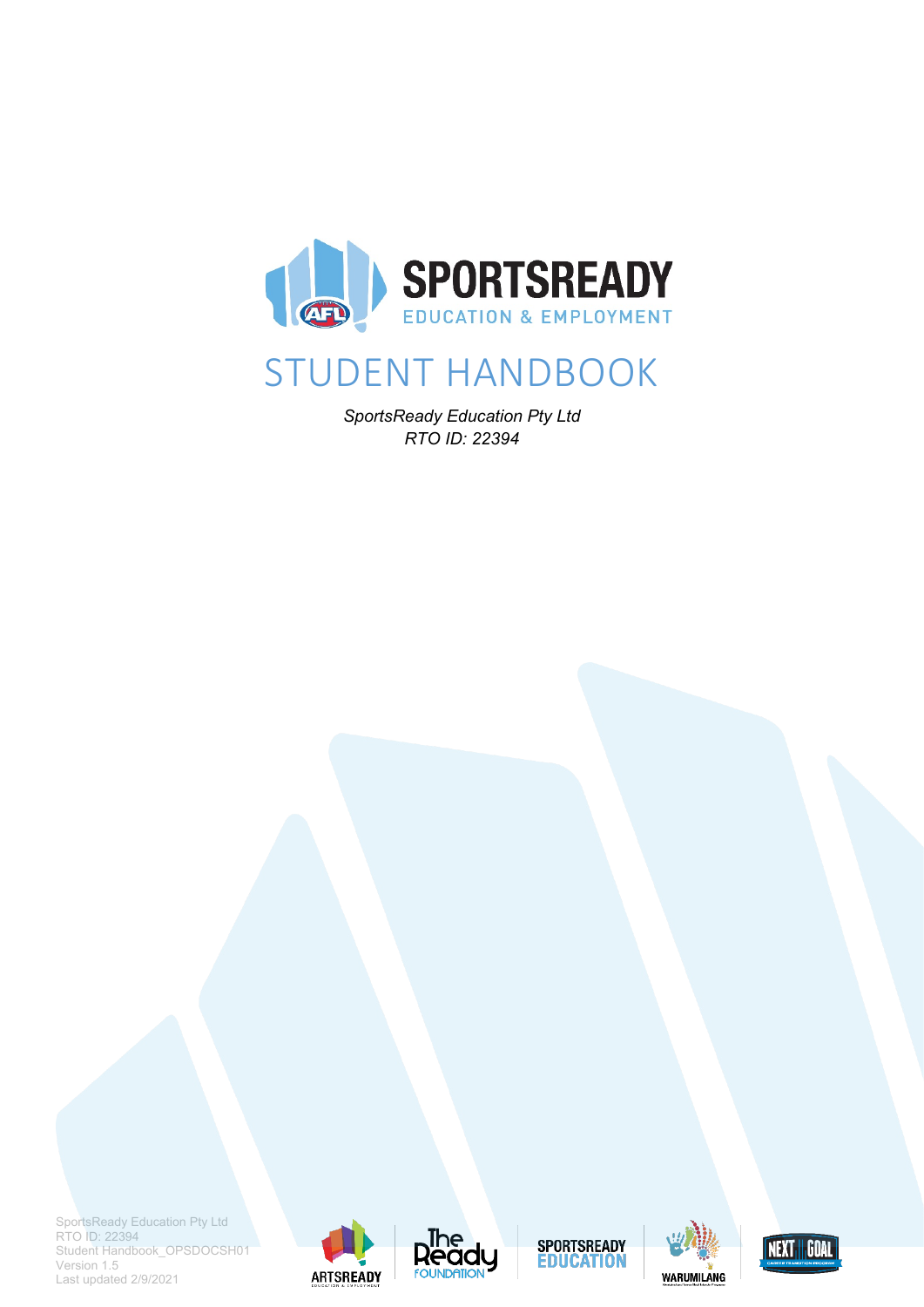SPORTSREADY

EDUCATION & EMPLOYMENT

# STUDENT HANDBOOK

*SportsReady Education Pty Ltd*
*RTO ID: 22394*

SportsReady Education Pty Ltd
RTO ID: 22394
Student Handbook_OPSDOCSH01
Version 1.5
Last updated 2/9/2021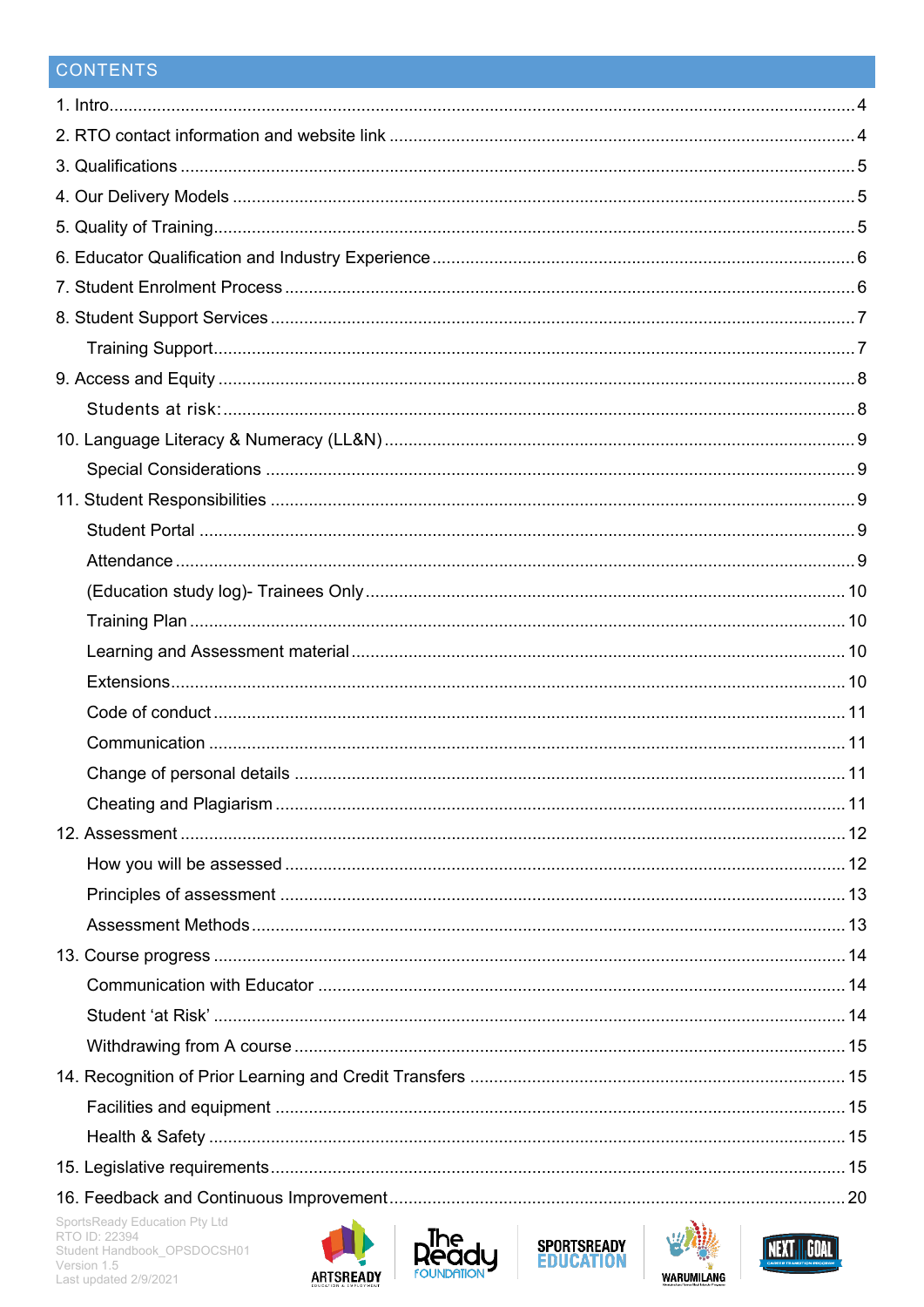## CONTENTS

1. Intro........................................................................................................................................ 4
2. RTO contact information and website link ........................................................................... 4
3. Qualifications ............................................................................................................................ 5
4. Our Delivery Models .................................................................................................................. 5
5. Quality of Training...................................................................................................................... 5
6. Educator Qualification and Industry Experience ..................................................................... 6
7. Student Enrolment Process ....................................................................................................... 6
8. Student Support Services .......................................................................................................... 7
   - Training Support..................................................................................................................... 7
9. Access and Equity ...................................................................................................................... 8
   - Students at risk:.................................................................................................................... 8
10. Language Literacy & Numeracy (LL&N) .................................................................................. 9
   - Special Considerations ......................................................................................................... 9
11. Student Responsibilities .......................................................................................................... 9
   - Student Portal ........................................................................................................................ 9
   - Attendance ............................................................................................................................. 9
   - (Education study log)- Trainees Only .................................................................................. 10
   - Training Plan ........................................................................................................................ 10
   - Learning and Assessment material ..................................................................................... 10
   - Extensions............................................................................................................................ 10
   - Code of conduct ................................................................................................................... 11
   - Communication .................................................................................................................... 11
   - Change of personal details .................................................................................................. 11
   - Cheating and Plagiarism ...................................................................................................... 11
12. Assessment ............................................................................................................................ 12
   - How you will be assessed .................................................................................................... 12
   - Principles of assessment ..................................................................................................... 13
   - Assessment Methods ........................................................................................................... 13
13. Course progress ..................................................................................................................... 14
   - Communication with Educator ............................................................................................ 14
   - Student 'at Risk' .................................................................................................................. 14
   - Withdrawing from A course .................................................................................................. 15
14. Recognition of Prior Learning and Credit Transfers ............................................................. 15
   - Facilities and equipment ..................................................................................................... 15
   - Health & Safety .................................................................................................................... 15
15. Legislative requirements........................................................................................................ 15
16. Feedback and Continuous Improvement............................................................................... 20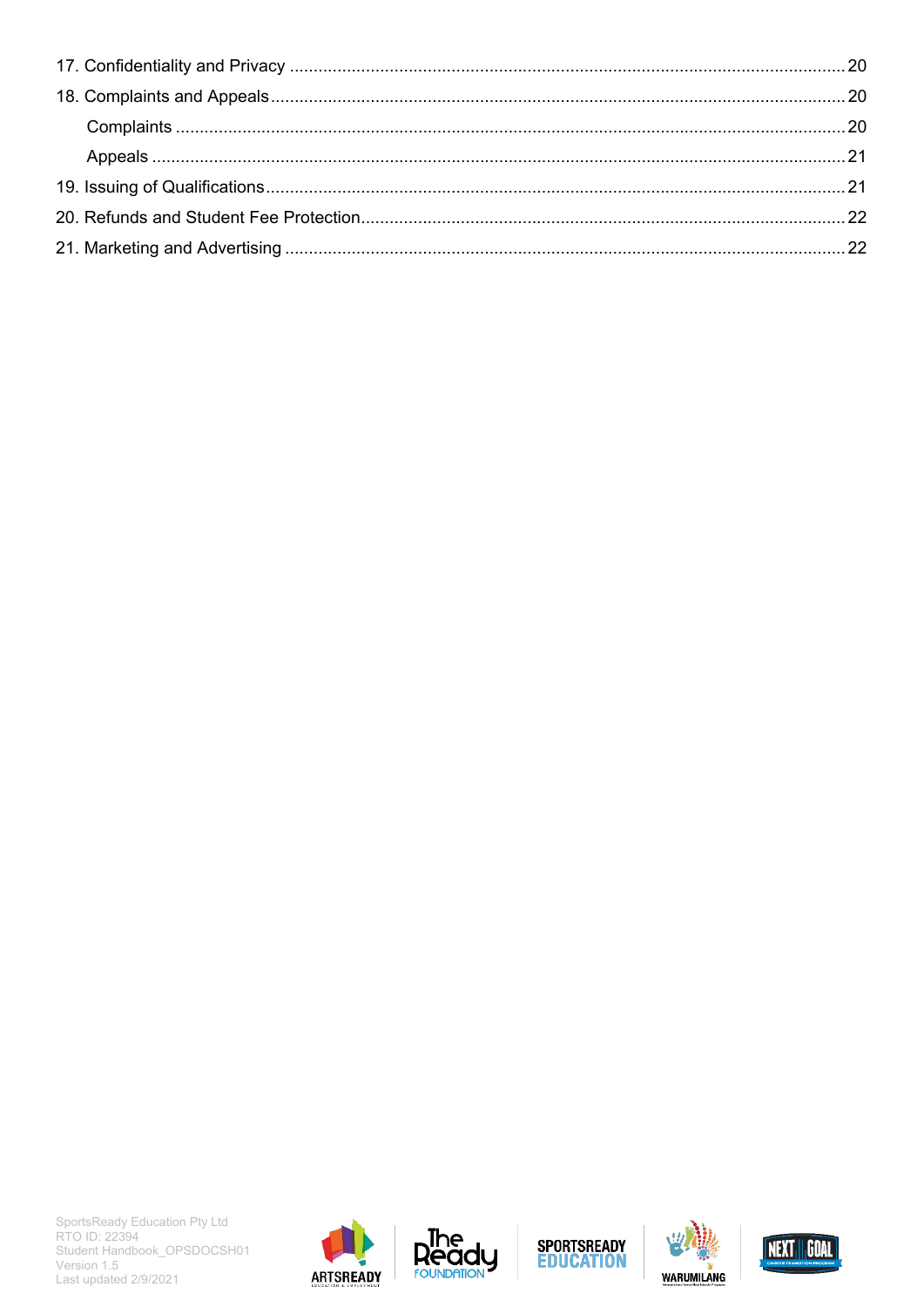17. Confidentiality and Privacy .................................................................................................................. 20
18. Complaints and Appeals ...................................................................................................................... 20
    Complaints ........................................................................................................................................ 20
    Appeals ............................................................................................................................................. 21
19. Issuing of Qualifications ...................................................................................................................... 21
20. Refunds and Student Fee Protection .................................................................................................. 22
21. Marketing and Advertising .................................................................................................................. 22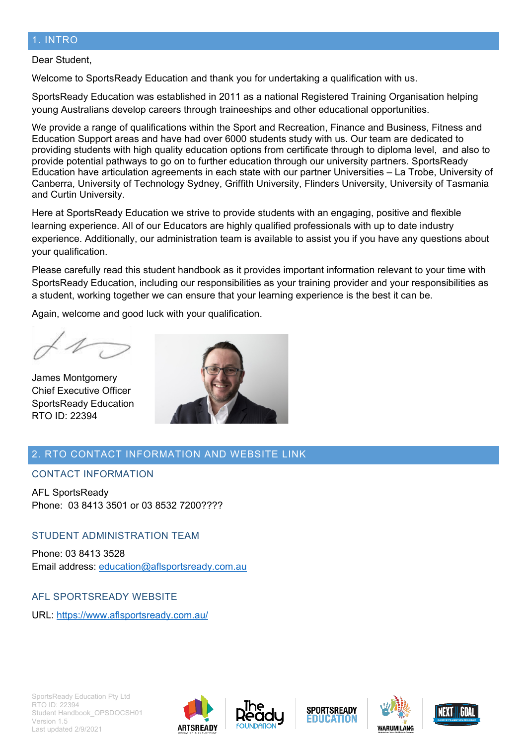## 1. INTRO

Dear Student,

Welcome to SportsReady Education and thank you for undertaking a qualification with us.

SportsReady Education was established in 2011 as a national Registered Training Organisation helping young Australians develop careers through traineeships and other educational opportunities.

We provide a range of qualifications within the Sport and Recreation, Finance and Business, Fitness and Education Support areas and have had over 6000 students study with us. Our team are dedicated to providing students with high quality education options from certificate through to diploma level, and also to provide potential pathways to go on to further education through our university partners. SportsReady Education have articulation agreements in each state with our partner Universities – La Trobe, University of Canberra, University of Technology Sydney, Griffith University, Flinders University, University of Tasmania and Curtin University.

Here at SportsReady Education we strive to provide students with an engaging, positive and flexible learning experience. All of our Educators are highly qualified professionals with up to date industry experience. Additionally, our administration team is available to assist you if you have any questions about your qualification.

Please carefully read this student handbook as it provides important information relevant to your time with SportsReady Education, including our responsibilities as your training provider and your responsibilities as a student, working together we can ensure that your learning experience is the best it can be.

Again, welcome and good luck with your qualification.

James Montgomery
Chief Executive Officer
SportsReady Education
RTO ID: 22394

## 2. RTO CONTACT INFORMATION AND WEBSITE LINK

### CONTACT INFORMATION

AFL SportsReady
Phone: 03 8413 3501 or 03 8532 7200????

### STUDENT ADMINISTRATION TEAM

Phone: 03 8413 3528
Email address: education@aflsportsready.com.au

### AFL SPORTSREADY WEBSITE

URL: https://www.aflsportsready.com.au/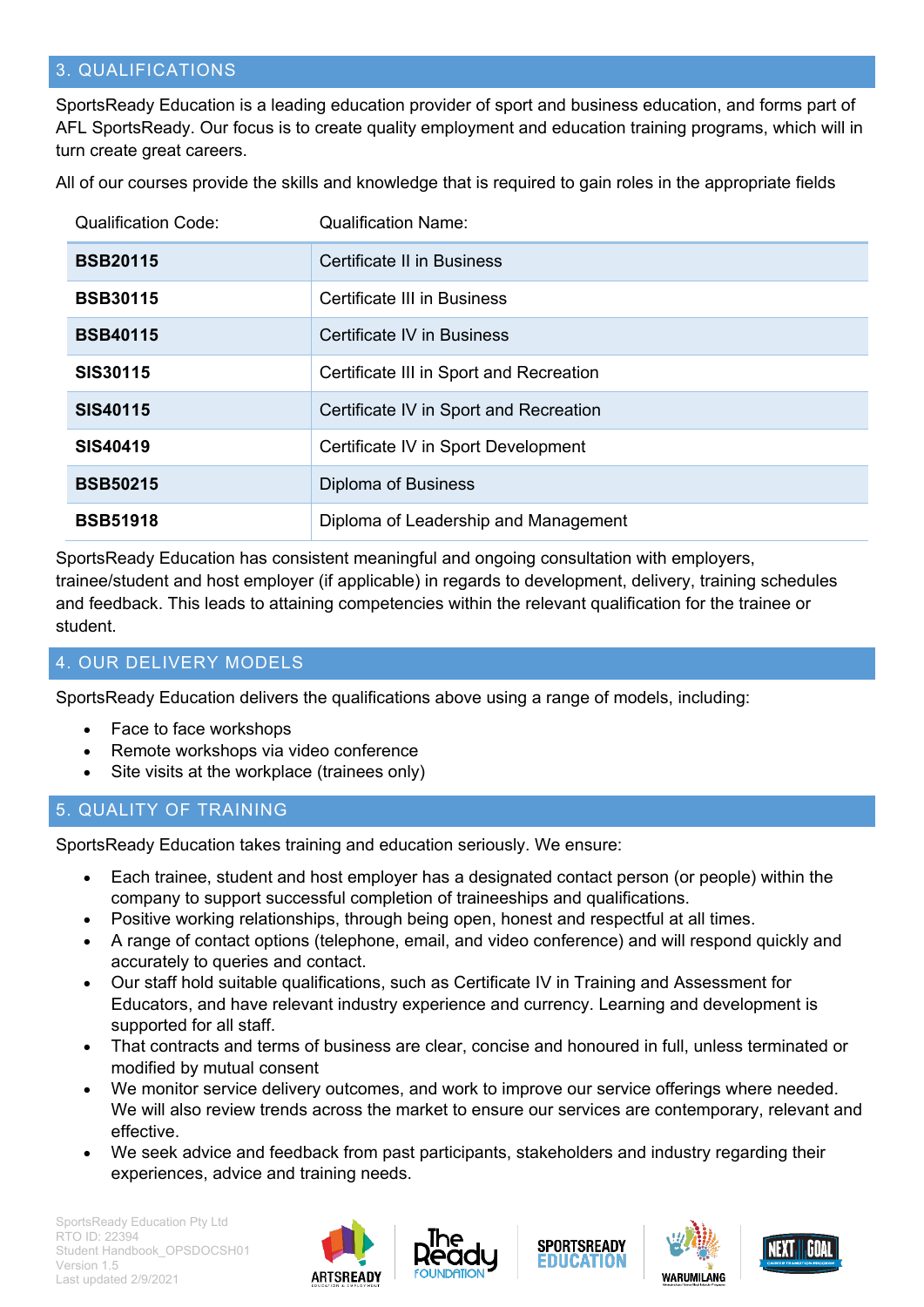## 3. QUALIFICATIONS

SportsReady Education is a leading education provider of sport and business education, and forms part of AFL SportsReady. Our focus is to create quality employment and education training programs, which will in turn create great careers.

All of our courses provide the skills and knowledge that is required to gain roles in the appropriate fields

| Qualification Code: | Qualification Name: |
|---|---|
| **BSB20115** | Certificate II in Business |
| **BSB30115** | Certificate III in Business |
| **BSB40115** | Certificate IV in Business |
| **SIS30115** | Certificate III in Sport and Recreation |
| **SIS40115** | Certificate IV in Sport and Recreation |
| **SIS40419** | Certificate IV in Sport Development |
| **BSB50215** | Diploma of Business |
| **BSB51918** | Diploma of Leadership and Management |

SportsReady Education has consistent meaningful and ongoing consultation with employers, trainee/student and host employer (if applicable) in regards to development, delivery, training schedules and feedback. This leads to attaining competencies within the relevant qualification for the trainee or student.

## 4. OUR DELIVERY MODELS

SportsReady Education delivers the qualifications above using a range of models, including:

- Face to face workshops
- Remote workshops via video conference
- Site visits at the workplace (trainees only)

## 5. QUALITY OF TRAINING

SportsReady Education takes training and education seriously. We ensure:

- Each trainee, student and host employer has a designated contact person (or people) within the company to support successful completion of traineeships and qualifications.
- Positive working relationships, through being open, honest and respectful at all times.
- A range of contact options (telephone, email, and video conference) and will respond quickly and accurately to queries and contact.
- Our staff hold suitable qualifications, such as Certificate IV in Training and Assessment for Educators, and have relevant industry experience and currency. Learning and development is supported for all staff.
- That contracts and terms of business are clear, concise and honoured in full, unless terminated or modified by mutual consent
- We monitor service delivery outcomes, and work to improve our service offerings where needed. We will also review trends across the market to ensure our services are contemporary, relevant and effective.
- We seek advice and feedback from past participants, stakeholders and industry regarding their experiences, advice and training needs.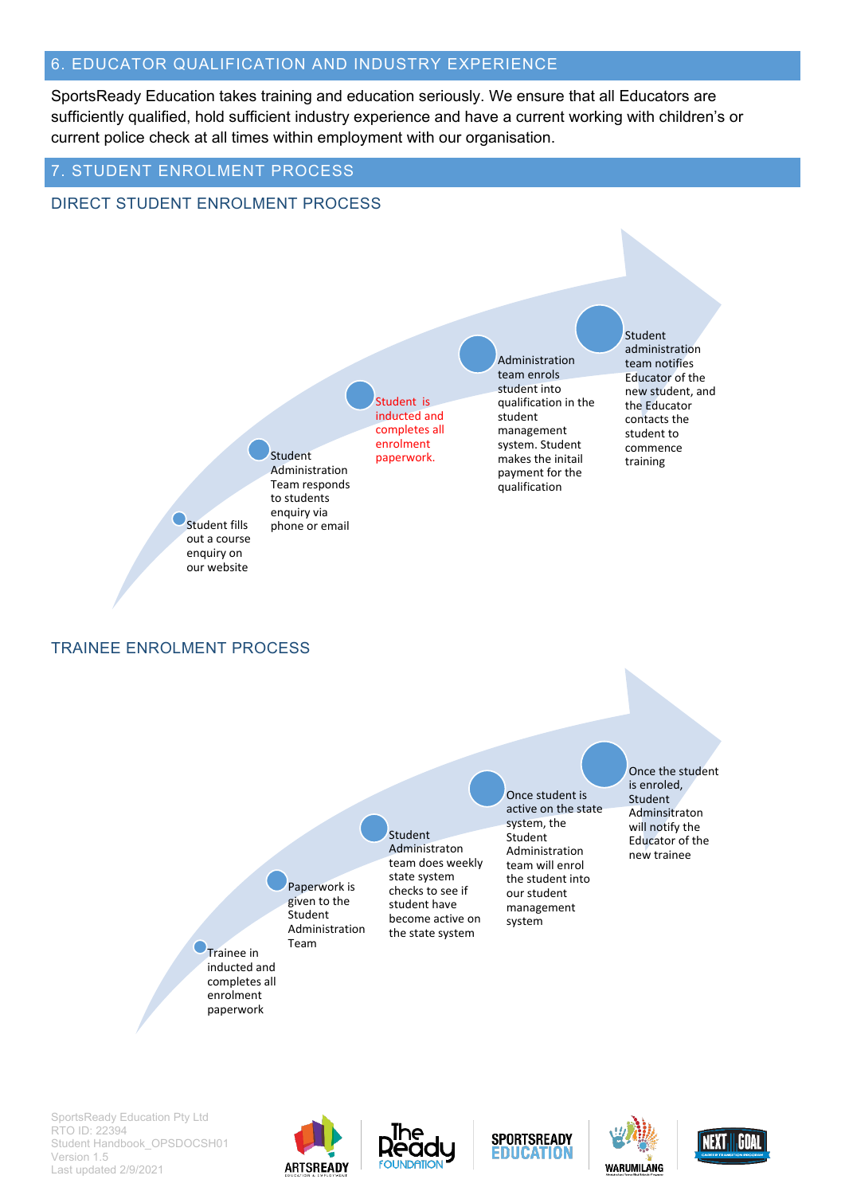## 6. EDUCATOR QUALIFICATION AND INDUSTRY EXPERIENCE

SportsReady Education takes training and education seriously. We ensure that all Educators are sufficiently qualified, hold sufficient industry experience and have a current working with children's or current police check at all times within employment with our organisation.

## 7. STUDENT ENROLMENT PROCESS

### DIRECT STUDENT ENROLMENT PROCESS

1. Student fills out a course enquiry on our website
2. Student Administration Team responds to students enquiry via phone or email
3. Student is inducted and completes all enrolment paperwork.
4. Administration team enrols student into qualification in the student management system. Student makes the initail payment for the qualification
5. Student administration team notifies Educator of the new student, and the Educator contacts the student to commence training

### TRAINEE ENROLMENT PROCESS

1. Trainee in inducted and completes all enrolment paperwork
2. Paperwork is given to the Student Administration Team
3. Student Administraton team does weekly state system checks to see if student have become active on the state system
4. Once student is active on the state system, the Student Administration team will enrol the student into our student management system
5. Once the student is enroled, Student Adminsitraton will notify the Educator of the new trainee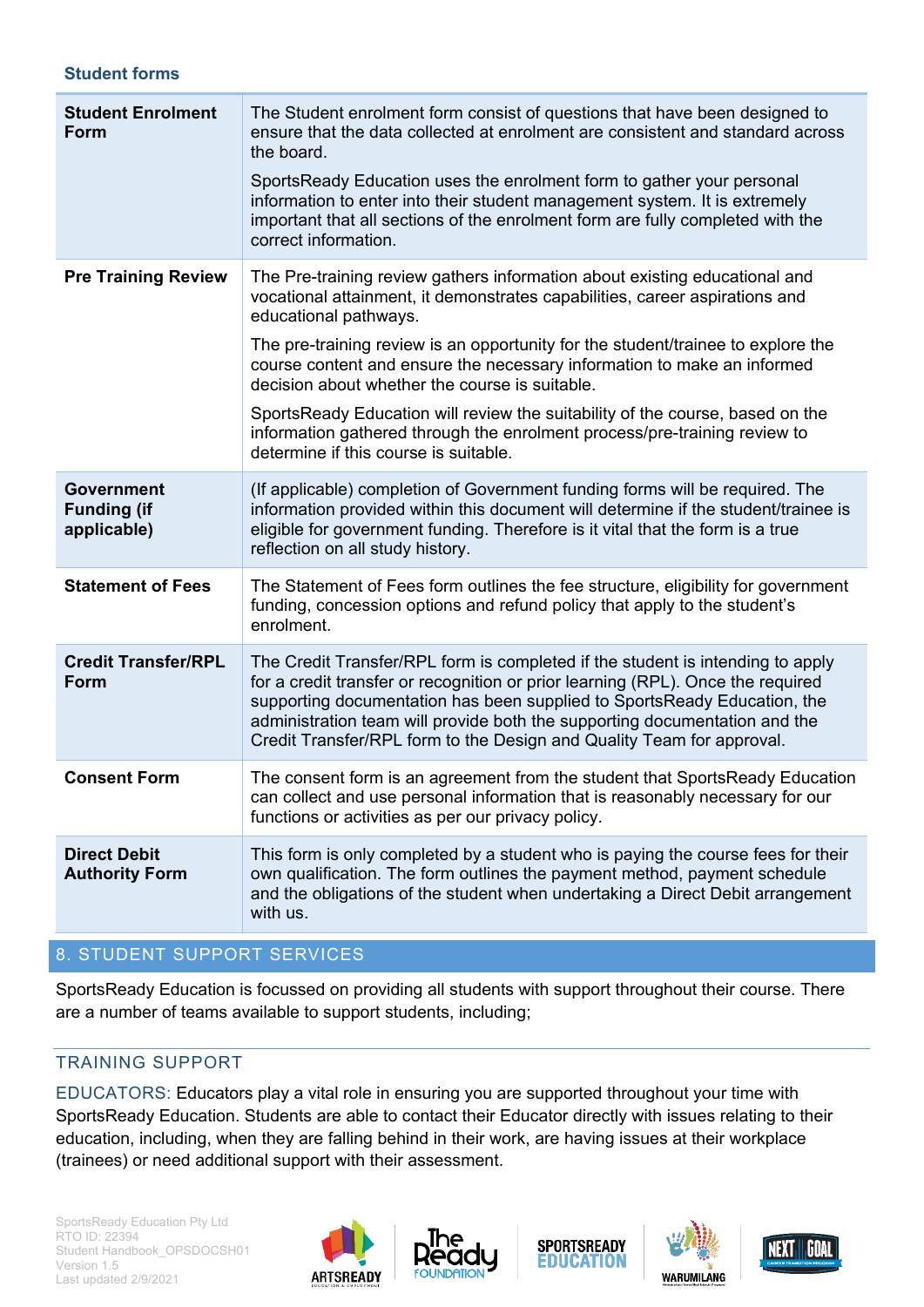### Student forms

| | |
|---|---|
| **Student Enrolment Form** | The Student enrolment form consist of questions that have been designed to ensure that the data collected at enrolment are consistent and standard across the board.<br><br>SportsReady Education uses the enrolment form to gather your personal information to enter into their student management system. It is extremely important that all sections of the enrolment form are fully completed with the correct information. |
| **Pre Training Review** | The Pre-training review gathers information about existing educational and vocational attainment, it demonstrates capabilities, career aspirations and educational pathways.<br><br>The pre-training review is an opportunity for the student/trainee to explore the course content and ensure the necessary information to make an informed decision about whether the course is suitable.<br><br>SportsReady Education will review the suitability of the course, based on the information gathered through the enrolment process/pre-training review to determine if this course is suitable. |
| **Government Funding (if applicable)** | (If applicable) completion of Government funding forms will be required. The information provided within this document will determine if the student/trainee is eligible for government funding. Therefore is it vital that the form is a true reflection on all study history. |
| **Statement of Fees** | The Statement of Fees form outlines the fee structure, eligibility for government funding, concession options and refund policy that apply to the student's enrolment. |
| **Credit Transfer/RPL Form** | The Credit Transfer/RPL form is completed if the student is intending to apply for a credit transfer or recognition or prior learning (RPL). Once the required supporting documentation has been supplied to SportsReady Education, the administration team will provide both the supporting documentation and the Credit Transfer/RPL form to the Design and Quality Team for approval. |
| **Consent Form** | The consent form is an agreement from the student that SportsReady Education can collect and use personal information that is reasonably necessary for our functions or activities as per our privacy policy. |
| **Direct Debit Authority Form** | This form is only completed by a student who is paying the course fees for their own qualification. The form outlines the payment method, payment schedule and the obligations of the student when undertaking a Direct Debit arrangement with us. |

## 8. STUDENT SUPPORT SERVICES

SportsReady Education is focussed on providing all students with support throughout their course. There are a number of teams available to support students, including;

### TRAINING SUPPORT

EDUCATORS: Educators play a vital role in ensuring you are supported throughout your time with SportsReady Education. Students are able to contact their Educator directly with issues relating to their education, including, when they are falling behind in their work, are having issues at their workplace (trainees) or need additional support with their assessment.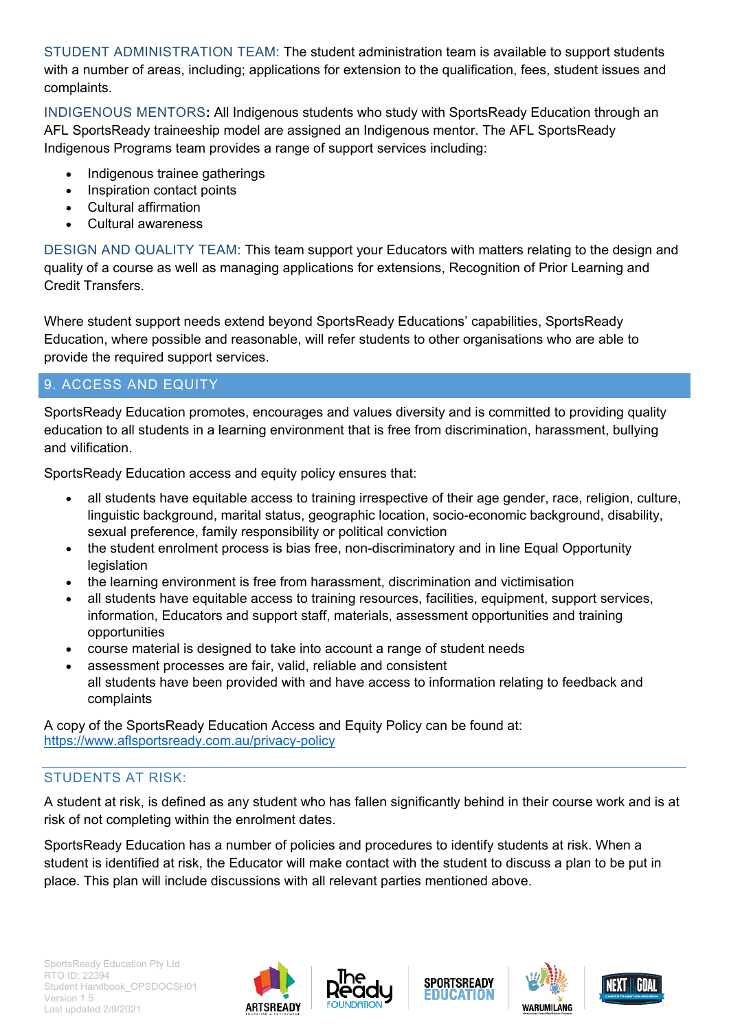STUDENT ADMINISTRATION TEAM: The student administration team is available to support students with a number of areas, including; applications for extension to the qualification, fees, student issues and complaints.

INDIGENOUS MENTORS**:** All Indigenous students who study with SportsReady Education through an AFL SportsReady traineeship model are assigned an Indigenous mentor. The AFL SportsReady Indigenous Programs team provides a range of support services including:

- Indigenous trainee gatherings
- Inspiration contact points
- Cultural affirmation
- Cultural awareness

DESIGN AND QUALITY TEAM: This team support your Educators with matters relating to the design and quality of a course as well as managing applications for extensions, Recognition of Prior Learning and Credit Transfers.

Where student support needs extend beyond SportsReady Educations' capabilities, SportsReady Education, where possible and reasonable, will refer students to other organisations who are able to provide the required support services.

## 9. ACCESS AND EQUITY

SportsReady Education promotes, encourages and values diversity and is committed to providing quality education to all students in a learning environment that is free from discrimination, harassment, bullying and vilification.

SportsReady Education access and equity policy ensures that:

- all students have equitable access to training irrespective of their age gender, race, religion, culture, linguistic background, marital status, geographic location, socio-economic background, disability, sexual preference, family responsibility or political conviction
- the student enrolment process is bias free, non-discriminatory and in line Equal Opportunity legislation
- the learning environment is free from harassment, discrimination and victimisation
- all students have equitable access to training resources, facilities, equipment, support services, information, Educators and support staff, materials, assessment opportunities and training opportunities
- course material is designed to take into account a range of student needs
- assessment processes are fair, valid, reliable and consistent
  all students have been provided with and have access to information relating to feedback and complaints

A copy of the SportsReady Education Access and Equity Policy can be found at:
https://www.aflsportsready.com.au/privacy-policy

### STUDENTS AT RISK:

A student at risk, is defined as any student who has fallen significantly behind in their course work and is at risk of not completing within the enrolment dates.

SportsReady Education has a number of policies and procedures to identify students at risk. When a student is identified at risk, the Educator will make contact with the student to discuss a plan to be put in place. This plan will include discussions with all relevant parties mentioned above.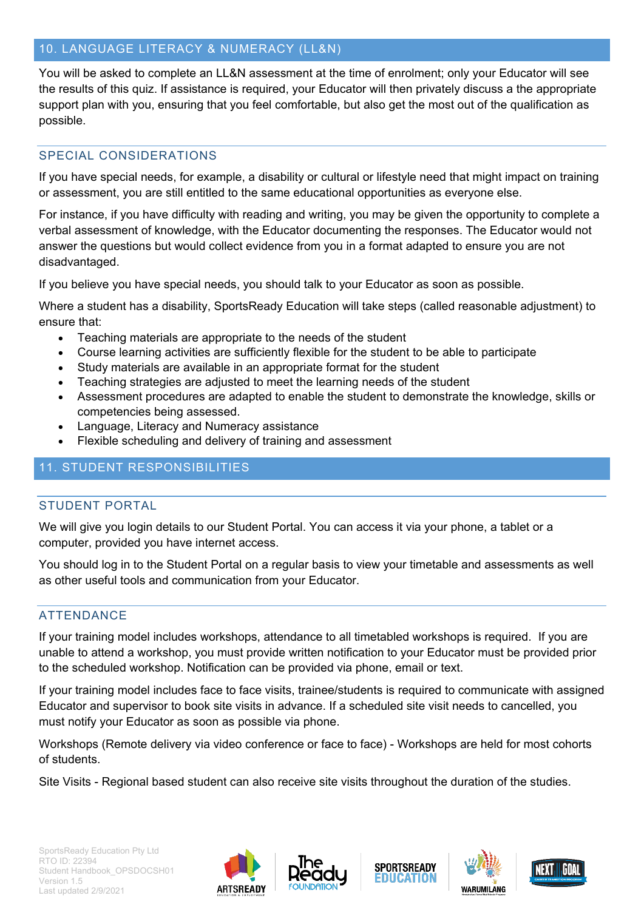## 10. LANGUAGE LITERACY & NUMERACY (LL&N)

You will be asked to complete an LL&N assessment at the time of enrolment; only your Educator will see the results of this quiz. If assistance is required, your Educator will then privately discuss a the appropriate support plan with you, ensuring that you feel comfortable, but also get the most out of the qualification as possible.

### SPECIAL CONSIDERATIONS

If you have special needs, for example, a disability or cultural or lifestyle need that might impact on training or assessment, you are still entitled to the same educational opportunities as everyone else.

For instance, if you have difficulty with reading and writing, you may be given the opportunity to complete a verbal assessment of knowledge, with the Educator documenting the responses. The Educator would not answer the questions but would collect evidence from you in a format adapted to ensure you are not disadvantaged.

If you believe you have special needs, you should talk to your Educator as soon as possible.

Where a student has a disability, SportsReady Education will take steps (called reasonable adjustment) to ensure that:

- Teaching materials are appropriate to the needs of the student
- Course learning activities are sufficiently flexible for the student to be able to participate
- Study materials are available in an appropriate format for the student
- Teaching strategies are adjusted to meet the learning needs of the student
- Assessment procedures are adapted to enable the student to demonstrate the knowledge, skills or competencies being assessed.
- Language, Literacy and Numeracy assistance
- Flexible scheduling and delivery of training and assessment

## 11. STUDENT RESPONSIBILITIES

### STUDENT PORTAL

We will give you login details to our Student Portal. You can access it via your phone, a tablet or a computer, provided you have internet access.

You should log in to the Student Portal on a regular basis to view your timetable and assessments as well as other useful tools and communication from your Educator.

### ATTENDANCE

If your training model includes workshops, attendance to all timetabled workshops is required. If you are unable to attend a workshop, you must provide written notification to your Educator must be provided prior to the scheduled workshop. Notification can be provided via phone, email or text.

If your training model includes face to face visits, trainee/students is required to communicate with assigned Educator and supervisor to book site visits in advance. If a scheduled site visit needs to cancelled, you must notify your Educator as soon as possible via phone.

Workshops (Remote delivery via video conference or face to face) - Workshops are held for most cohorts of students.

Site Visits - Regional based student can also receive site visits throughout the duration of the studies.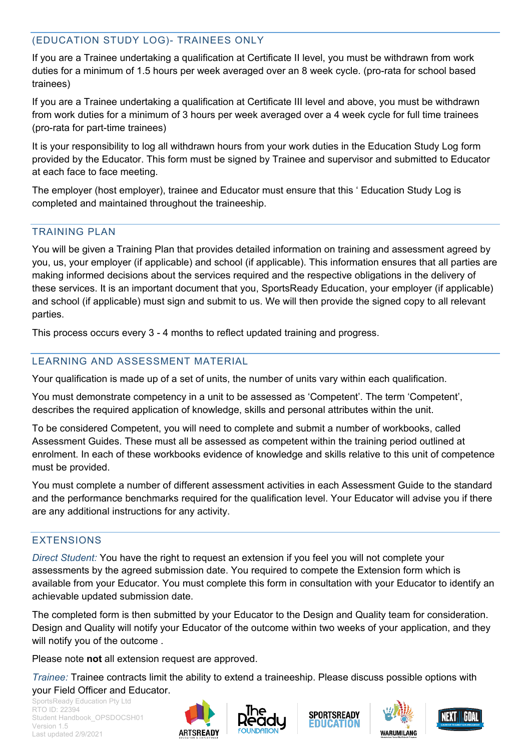## (EDUCATION STUDY LOG)- TRAINEES ONLY

If you are a Trainee undertaking a qualification at Certificate II level, you must be withdrawn from work duties for a minimum of 1.5 hours per week averaged over an 8 week cycle. (pro-rata for school based trainees)

If you are a Trainee undertaking a qualification at Certificate III level and above, you must be withdrawn from work duties for a minimum of 3 hours per week averaged over a 4 week cycle for full time trainees (pro-rata for part-time trainees)

It is your responsibility to log all withdrawn hours from your work duties in the Education Study Log form provided by the Educator. This form must be signed by Trainee and supervisor and submitted to Educator at each face to face meeting.

The employer (host employer), trainee and Educator must ensure that this ' Education Study Log is completed and maintained throughout the traineeship.

## TRAINING PLAN

You will be given a Training Plan that provides detailed information on training and assessment agreed by you, us, your employer (if applicable) and school (if applicable). This information ensures that all parties are making informed decisions about the services required and the respective obligations in the delivery of these services. It is an important document that you, SportsReady Education, your employer (if applicable) and school (if applicable) must sign and submit to us. We will then provide the signed copy to all relevant parties.

This process occurs every 3 - 4 months to reflect updated training and progress.

## LEARNING AND ASSESSMENT MATERIAL

Your qualification is made up of a set of units, the number of units vary within each qualification.

You must demonstrate competency in a unit to be assessed as 'Competent'. The term 'Competent', describes the required application of knowledge, skills and personal attributes within the unit.

To be considered Competent, you will need to complete and submit a number of workbooks, called Assessment Guides. These must all be assessed as competent within the training period outlined at enrolment. In each of these workbooks evidence of knowledge and skills relative to this unit of competence must be provided.

You must complete a number of different assessment activities in each Assessment Guide to the standard and the performance benchmarks required for the qualification level. Your Educator will advise you if there are any additional instructions for any activity.

## EXTENSIONS

*Direct Student:* You have the right to request an extension if you feel you will not complete your assessments by the agreed submission date. You required to compete the Extension form which is available from your Educator. You must complete this form in consultation with your Educator to identify an achievable updated submission date.

The completed form is then submitted by your Educator to the Design and Quality team for consideration. Design and Quality will notify your Educator of the outcome within two weeks of your application, and they will notify you of the outcome .

Please note **not** all extension request are approved.

*Trainee:* Trainee contracts limit the ability to extend a traineeship. Please discuss possible options with your Field Officer and Educator.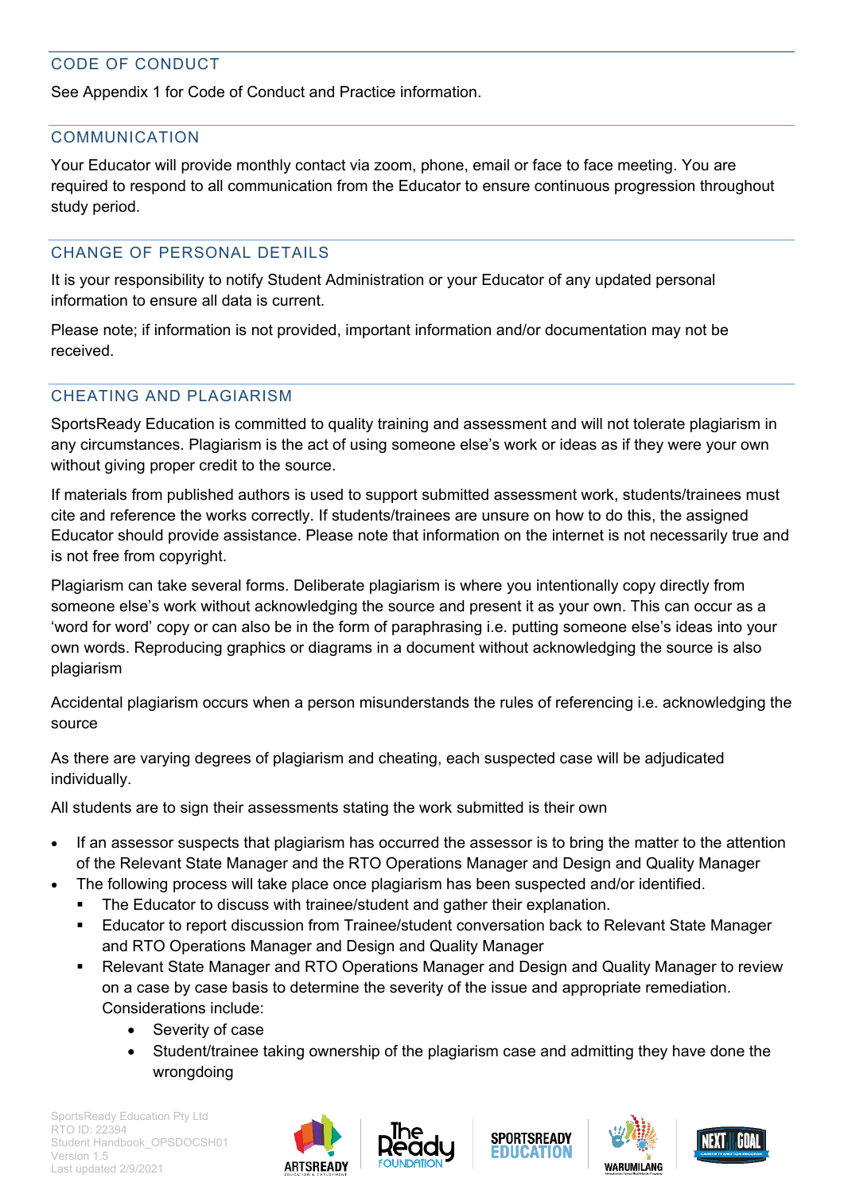## CODE OF CONDUCT

See Appendix 1 for Code of Conduct and Practice information.

## COMMUNICATION

Your Educator will provide monthly contact via zoom, phone, email or face to face meeting. You are required to respond to all communication from the Educator to ensure continuous progression throughout study period.

## CHANGE OF PERSONAL DETAILS

It is your responsibility to notify Student Administration or your Educator of any updated personal information to ensure all data is current.

Please note; if information is not provided, important information and/or documentation may not be received.

## CHEATING AND PLAGIARISM

SportsReady Education is committed to quality training and assessment and will not tolerate plagiarism in any circumstances. Plagiarism is the act of using someone else's work or ideas as if they were your own without giving proper credit to the source.

If materials from published authors is used to support submitted assessment work, students/trainees must cite and reference the works correctly. If students/trainees are unsure on how to do this, the assigned Educator should provide assistance. Please note that information on the internet is not necessarily true and is not free from copyright.

Plagiarism can take several forms. Deliberate plagiarism is where you intentionally copy directly from someone else's work without acknowledging the source and present it as your own. This can occur as a 'word for word' copy or can also be in the form of paraphrasing i.e. putting someone else's ideas into your own words. Reproducing graphics or diagrams in a document without acknowledging the source is also plagiarism

Accidental plagiarism occurs when a person misunderstands the rules of referencing i.e. acknowledging the source

As there are varying degrees of plagiarism and cheating, each suspected case will be adjudicated individually.

All students are to sign their assessments stating the work submitted is their own

- If an assessor suspects that plagiarism has occurred the assessor is to bring the matter to the attention of the Relevant State Manager and the RTO Operations Manager and Design and Quality Manager
- The following process will take place once plagiarism has been suspected and/or identified.
  - The Educator to discuss with trainee/student and gather their explanation.
  - Educator to report discussion from Trainee/student conversation back to Relevant State Manager and RTO Operations Manager and Design and Quality Manager
  - Relevant State Manager and RTO Operations Manager and Design and Quality Manager to review on a case by case basis to determine the severity of the issue and appropriate remediation. Considerations include:
    - Severity of case
    - Student/trainee taking ownership of the plagiarism case and admitting they have done the wrongdoing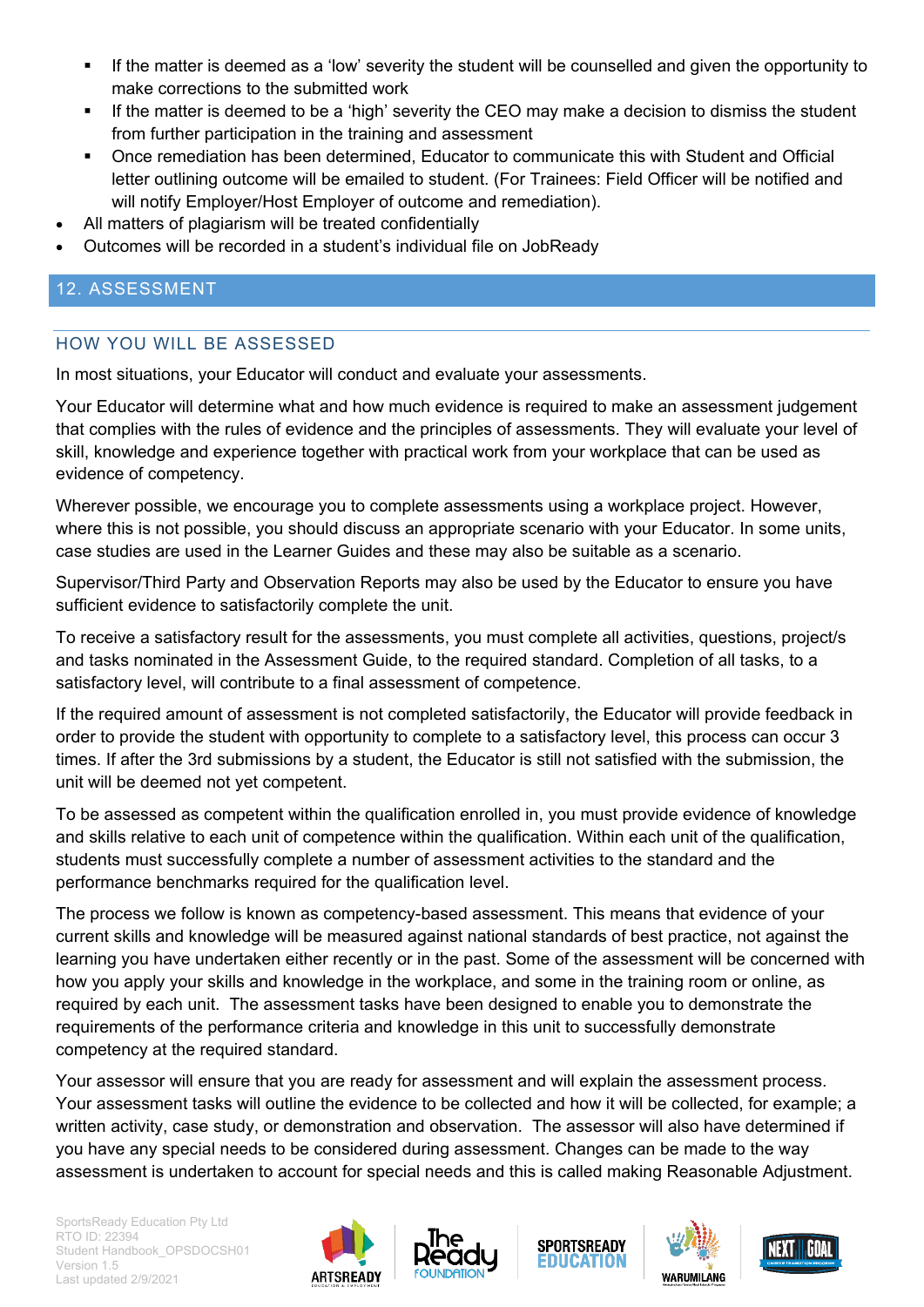- If the matter is deemed as a 'low' severity the student will be counselled and given the opportunity to make corrections to the submitted work
  - If the matter is deemed to be a 'high' severity the CEO may make a decision to dismiss the student from further participation in the training and assessment
  - Once remediation has been determined, Educator to communicate this with Student and Official letter outlining outcome will be emailed to student. (For Trainees: Field Officer will be notified and will notify Employer/Host Employer of outcome and remediation).
- All matters of plagiarism will be treated confidentially
- Outcomes will be recorded in a student's individual file on JobReady

## 12. ASSESSMENT

### HOW YOU WILL BE ASSESSED

In most situations, your Educator will conduct and evaluate your assessments.

Your Educator will determine what and how much evidence is required to make an assessment judgement that complies with the rules of evidence and the principles of assessments. They will evaluate your level of skill, knowledge and experience together with practical work from your workplace that can be used as evidence of competency.

Wherever possible, we encourage you to complete assessments using a workplace project. However, where this is not possible, you should discuss an appropriate scenario with your Educator. In some units, case studies are used in the Learner Guides and these may also be suitable as a scenario.

Supervisor/Third Party and Observation Reports may also be used by the Educator to ensure you have sufficient evidence to satisfactorily complete the unit.

To receive a satisfactory result for the assessments, you must complete all activities, questions, project/s and tasks nominated in the Assessment Guide, to the required standard. Completion of all tasks, to a satisfactory level, will contribute to a final assessment of competence.

If the required amount of assessment is not completed satisfactorily, the Educator will provide feedback in order to provide the student with opportunity to complete to a satisfactory level, this process can occur 3 times. If after the 3rd submissions by a student, the Educator is still not satisfied with the submission, the unit will be deemed not yet competent.

To be assessed as competent within the qualification enrolled in, you must provide evidence of knowledge and skills relative to each unit of competence within the qualification. Within each unit of the qualification, students must successfully complete a number of assessment activities to the standard and the performance benchmarks required for the qualification level.

The process we follow is known as competency-based assessment. This means that evidence of your current skills and knowledge will be measured against national standards of best practice, not against the learning you have undertaken either recently or in the past. Some of the assessment will be concerned with how you apply your skills and knowledge in the workplace, and some in the training room or online, as required by each unit. The assessment tasks have been designed to enable you to demonstrate the requirements of the performance criteria and knowledge in this unit to successfully demonstrate competency at the required standard.

Your assessor will ensure that you are ready for assessment and will explain the assessment process. Your assessment tasks will outline the evidence to be collected and how it will be collected, for example; a written activity, case study, or demonstration and observation. The assessor will also have determined if you have any special needs to be considered during assessment. Changes can be made to the way assessment is undertaken to account for special needs and this is called making Reasonable Adjustment.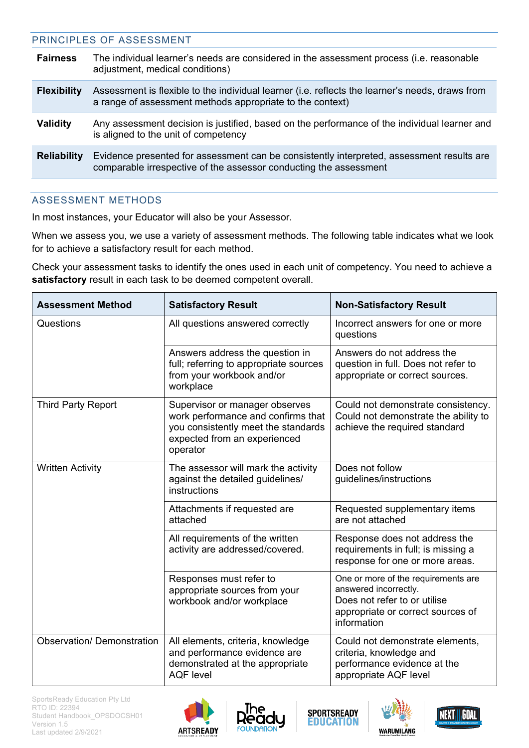## PRINCIPLES OF ASSESSMENT

| | |
|---|---|
| **Fairness** | The individual learner's needs are considered in the assessment process (i.e. reasonable adjustment, medical conditions) |
| **Flexibility** | Assessment is flexible to the individual learner (i.e. reflects the learner's needs, draws from a range of assessment methods appropriate to the context) |
| **Validity** | Any assessment decision is justified, based on the performance of the individual learner and is aligned to the unit of competency |
| **Reliability** | Evidence presented for assessment can be consistently interpreted, assessment results are comparable irrespective of the assessor conducting the assessment |

## ASSESSMENT METHODS

In most instances, your Educator will also be your Assessor.

When we assess you, we use a variety of assessment methods. The following table indicates what we look for to achieve a satisfactory result for each method.

Check your assessment tasks to identify the ones used in each unit of competency. You need to achieve a **satisfactory** result in each task to be deemed competent overall.

| Assessment Method | Satisfactory Result | Non-Satisfactory Result |
|---|---|---|
| Questions | All questions answered correctly | Incorrect answers for one or more questions |
| | Answers address the question in full; referring to appropriate sources from your workbook and/or workplace | Answers do not address the question in full. Does not refer to appropriate or correct sources. |
| Third Party Report | Supervisor or manager observes work performance and confirms that you consistently meet the standards expected from an experienced operator | Could not demonstrate consistency. Could not demonstrate the ability to achieve the required standard |
| Written Activity | The assessor will mark the activity against the detailed guidelines/ instructions | Does not follow guidelines/instructions |
| | Attachments if requested are attached | Requested supplementary items are not attached |
| | All requirements of the written activity are addressed/covered. | Response does not address the requirements in full; is missing a response for one or more areas. |
| | Responses must refer to appropriate sources from your workbook and/or workplace | One or more of the requirements are answered incorrectly. Does not refer to or utilise appropriate or correct sources of information |
| Observation/ Demonstration | All elements, criteria, knowledge and performance evidence are demonstrated at the appropriate AQF level | Could not demonstrate elements, criteria, knowledge and performance evidence at the appropriate AQF level |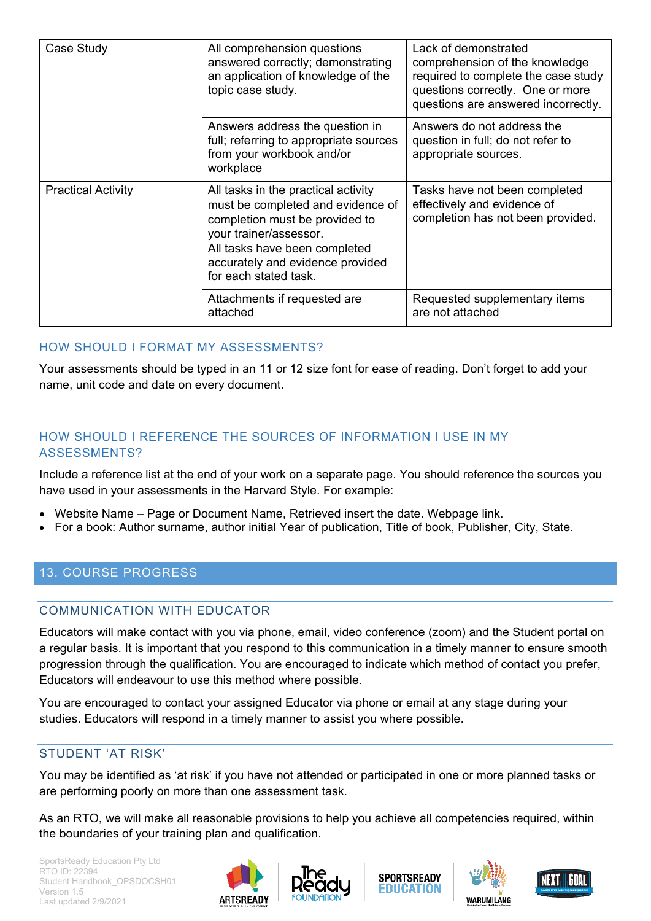| | | |
|---|---|---|
| Case Study | All comprehension questions answered correctly; demonstrating an application of knowledge of the topic case study. | Lack of demonstrated comprehension of the knowledge required to complete the case study questions correctly. One or more questions are answered incorrectly. |
| | Answers address the question in full; referring to appropriate sources from your workbook and/or workplace | Answers do not address the question in full; do not refer to appropriate sources. |
| Practical Activity | All tasks in the practical activity must be completed and evidence of completion must be provided to your trainer/assessor.<br>All tasks have been completed accurately and evidence provided for each stated task. | Tasks have not been completed effectively and evidence of completion has not been provided. |
| | Attachments if requested are attached | Requested supplementary items are not attached |

### HOW SHOULD I FORMAT MY ASSESSMENTS?

Your assessments should be typed in an 11 or 12 size font for ease of reading. Don't forget to add your name, unit code and date on every document.

### HOW SHOULD I REFERENCE THE SOURCES OF INFORMATION I USE IN MY ASSESSMENTS?

Include a reference list at the end of your work on a separate page. You should reference the sources you have used in your assessments in the Harvard Style. For example:

- Website Name – Page or Document Name, Retrieved insert the date. Webpage link.
- For a book: Author surname, author initial Year of publication, Title of book, Publisher, City, State.

## 13. COURSE PROGRESS

### COMMUNICATION WITH EDUCATOR

Educators will make contact with you via phone, email, video conference (zoom) and the Student portal on a regular basis. It is important that you respond to this communication in a timely manner to ensure smooth progression through the qualification. You are encouraged to indicate which method of contact you prefer, Educators will endeavour to use this method where possible.

You are encouraged to contact your assigned Educator via phone or email at any stage during your studies. Educators will respond in a timely manner to assist you where possible.

### STUDENT 'AT RISK'

You may be identified as 'at risk' if you have not attended or participated in one or more planned tasks or are performing poorly on more than one assessment task.

As an RTO, we will make all reasonable provisions to help you achieve all competencies required, within the boundaries of your training plan and qualification.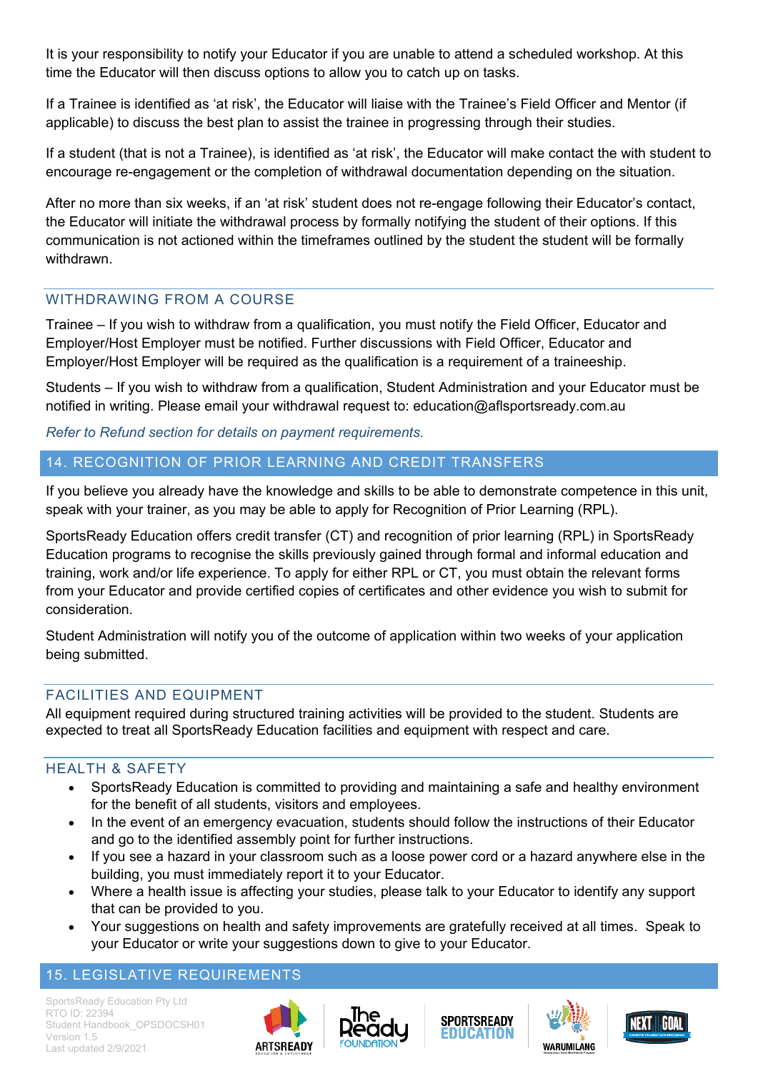It is your responsibility to notify your Educator if you are unable to attend a scheduled workshop. At this time the Educator will then discuss options to allow you to catch up on tasks.

If a Trainee is identified as 'at risk', the Educator will liaise with the Trainee's Field Officer and Mentor (if applicable) to discuss the best plan to assist the trainee in progressing through their studies.

If a student (that is not a Trainee), is identified as 'at risk', the Educator will make contact the with student to encourage re-engagement or the completion of withdrawal documentation depending on the situation.

After no more than six weeks, if an 'at risk' student does not re-engage following their Educator's contact, the Educator will initiate the withdrawal process by formally notifying the student of their options. If this communication is not actioned within the timeframes outlined by the student the student will be formally withdrawn.

### WITHDRAWING FROM A COURSE

Trainee – If you wish to withdraw from a qualification, you must notify the Field Officer, Educator and Employer/Host Employer must be notified. Further discussions with Field Officer, Educator and Employer/Host Employer will be required as the qualification is a requirement of a traineeship.

Students – If you wish to withdraw from a qualification, Student Administration and your Educator must be notified in writing. Please email your withdrawal request to: education@aflsportsready.com.au

*Refer to Refund section for details on payment requirements.*

## 14. RECOGNITION OF PRIOR LEARNING AND CREDIT TRANSFERS

If you believe you already have the knowledge and skills to be able to demonstrate competence in this unit, speak with your trainer, as you may be able to apply for Recognition of Prior Learning (RPL).

SportsReady Education offers credit transfer (CT) and recognition of prior learning (RPL) in SportsReady Education programs to recognise the skills previously gained through formal and informal education and training, work and/or life experience. To apply for either RPL or CT, you must obtain the relevant forms from your Educator and provide certified copies of certificates and other evidence you wish to submit for consideration.

Student Administration will notify you of the outcome of application within two weeks of your application being submitted.

### FACILITIES AND EQUIPMENT

All equipment required during structured training activities will be provided to the student. Students are expected to treat all SportsReady Education facilities and equipment with respect and care.

### HEALTH & SAFETY

- SportsReady Education is committed to providing and maintaining a safe and healthy environment for the benefit of all students, visitors and employees.
- In the event of an emergency evacuation, students should follow the instructions of their Educator and go to the identified assembly point for further instructions.
- If you see a hazard in your classroom such as a loose power cord or a hazard anywhere else in the building, you must immediately report it to your Educator.
- Where a health issue is affecting your studies, please talk to your Educator to identify any support that can be provided to you.
- Your suggestions on health and safety improvements are gratefully received at all times. Speak to your Educator or write your suggestions down to give to your Educator.

## 15. LEGISLATIVE REQUIREMENTS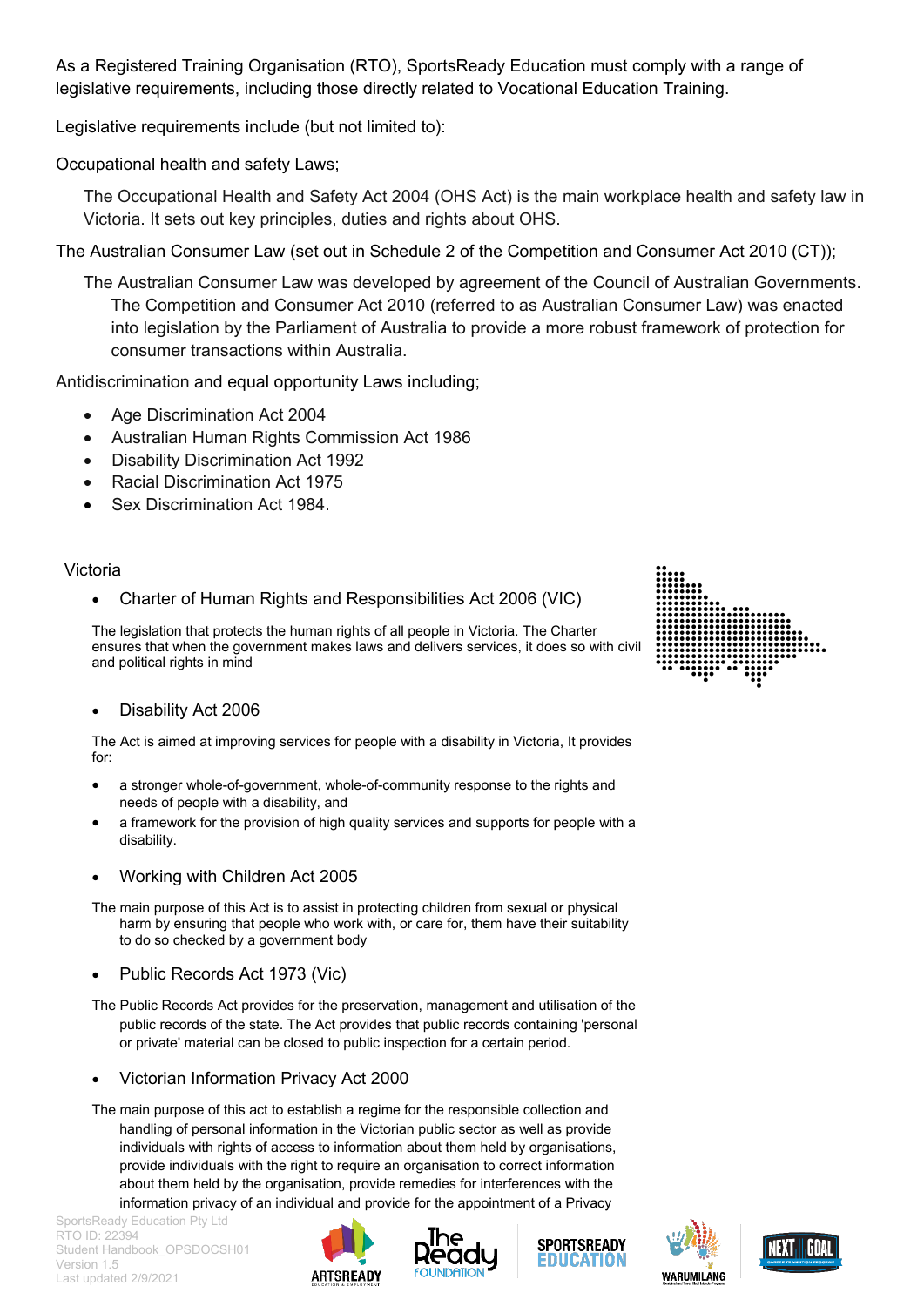As a Registered Training Organisation (RTO), SportsReady Education must comply with a range of legislative requirements, including those directly related to Vocational Education Training.

Legislative requirements include (but not limited to):

Occupational health and safety Laws;

The Occupational Health and Safety Act 2004 (OHS Act) is the main workplace health and safety law in Victoria. It sets out key principles, duties and rights about OHS.

The Australian Consumer Law (set out in Schedule 2 of the Competition and Consumer Act 2010 (CT));

The Australian Consumer Law was developed by agreement of the Council of Australian Governments. The Competition and Consumer Act 2010 (referred to as Australian Consumer Law) was enacted into legislation by the Parliament of Australia to provide a more robust framework of protection for consumer transactions within Australia.

Antidiscrimination and equal opportunity Laws including;

- Age Discrimination Act 2004
- Australian Human Rights Commission Act 1986
- Disability Discrimination Act 1992
- Racial Discrimination Act 1975
- Sex Discrimination Act 1984.

Victoria

- Charter of Human Rights and Responsibilities Act 2006 (VIC)

The legislation that protects the human rights of all people in Victoria. The Charter ensures that when the government makes laws and delivers services, it does so with civil and political rights in mind

- Disability Act 2006

The Act is aimed at improving services for people with a disability in Victoria, It provides for:

- a stronger whole-of-government, whole-of-community response to the rights and needs of people with a disability, and
- a framework for the provision of high quality services and supports for people with a disability.

- Working with Children Act 2005

The main purpose of this Act is to assist in protecting children from sexual or physical harm by ensuring that people who work with, or care for, them have their suitability to do so checked by a government body

- Public Records Act 1973 (Vic)

The Public Records Act provides for the preservation, management and utilisation of the public records of the state. The Act provides that public records containing 'personal or private' material can be closed to public inspection for a certain period.

- Victorian Information Privacy Act 2000

The main purpose of this act to establish a regime for the responsible collection and handling of personal information in the Victorian public sector as well as provide individuals with rights of access to information about them held by organisations, provide individuals with the right to require an organisation to correct information about them held by the organisation, provide remedies for interferences with the information privacy of an individual and provide for the appointment of a Privacy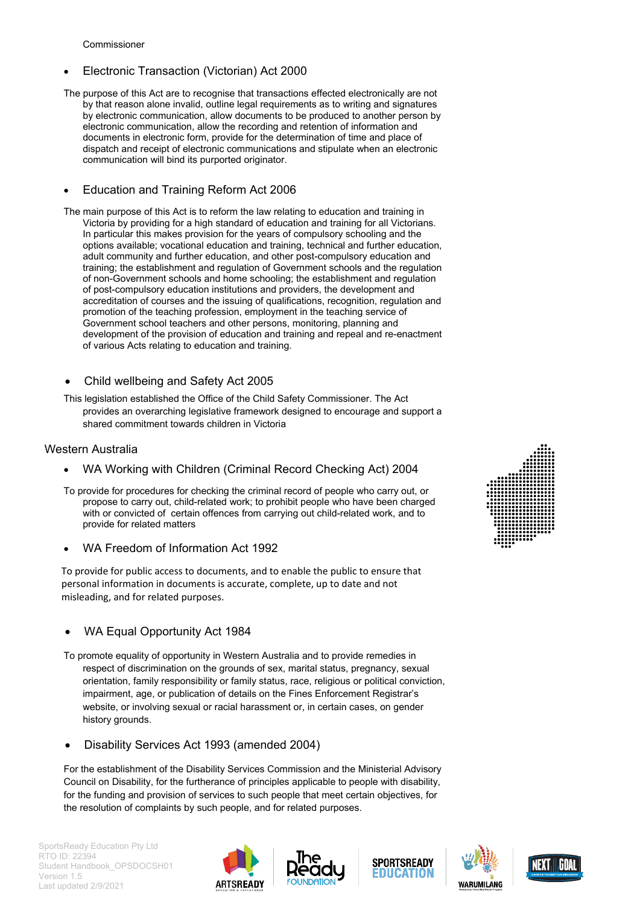Commissioner

- Electronic Transaction (Victorian) Act 2000

The purpose of this Act are to recognise that transactions effected electronically are not by that reason alone invalid, outline legal requirements as to writing and signatures by electronic communication, allow documents to be produced to another person by electronic communication, allow the recording and retention of information and documents in electronic form, provide for the determination of time and place of dispatch and receipt of electronic communications and stipulate when an electronic communication will bind its purported originator.

- Education and Training Reform Act 2006

The main purpose of this Act is to reform the law relating to education and training in Victoria by providing for a high standard of education and training for all Victorians. In particular this makes provision for the years of compulsory schooling and the options available; vocational education and training, technical and further education, adult community and further education, and other post-compulsory education and training; the establishment and regulation of Government schools and the regulation of non-Government schools and home schooling; the establishment and regulation of post-compulsory education institutions and providers, the development and accreditation of courses and the issuing of qualifications, recognition, regulation and promotion of the teaching profession, employment in the teaching service of Government school teachers and other persons, monitoring, planning and development of the provision of education and training and repeal and re-enactment of various Acts relating to education and training.

- Child wellbeing and Safety Act 2005

This legislation established the Office of the Child Safety Commissioner. The Act provides an overarching legislative framework designed to encourage and support a shared commitment towards children in Victoria

## Western Australia

- WA Working with Children (Criminal Record Checking Act) 2004

To provide for procedures for checking the criminal record of people who carry out, or propose to carry out, child-related work; to prohibit people who have been charged with or convicted of certain offences from carrying out child-related work, and to provide for related matters

- WA Freedom of Information Act 1992

To provide for public access to documents, and to enable the public to ensure that personal information in documents is accurate, complete, up to date and not misleading, and for related purposes.

- WA Equal Opportunity Act 1984

To promote equality of opportunity in Western Australia and to provide remedies in respect of discrimination on the grounds of sex, marital status, pregnancy, sexual orientation, family responsibility or family status, race, religious or political conviction, impairment, age, or publication of details on the Fines Enforcement Registrar's website, or involving sexual or racial harassment or, in certain cases, on gender history grounds.

- Disability Services Act 1993 (amended 2004)

For the establishment of the Disability Services Commission and the Ministerial Advisory Council on Disability, for the furtherance of principles applicable to people with disability, for the funding and provision of services to such people that meet certain objectives, for the resolution of complaints by such people, and for related purposes.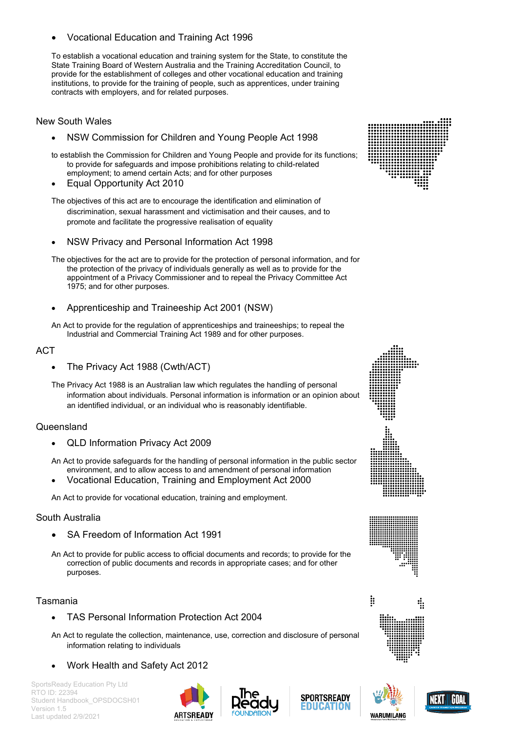- Vocational Education and Training Act 1996

To establish a vocational education and training system for the State, to constitute the State Training Board of Western Australia and the Training Accreditation Council, to provide for the establishment of colleges and other vocational education and training institutions, to provide for the training of people, such as apprentices, under training contracts with employers, and for related purposes.

## New South Wales

- NSW Commission for Children and Young People Act 1998

to establish the Commission for Children and Young People and provide for its functions; to provide for safeguards and impose prohibitions relating to child-related employment; to amend certain Acts; and for other purposes

- Equal Opportunity Act 2010

The objectives of this act are to encourage the identification and elimination of discrimination, sexual harassment and victimisation and their causes, and to promote and facilitate the progressive realisation of equality

- NSW Privacy and Personal Information Act 1998

The objectives for the act are to provide for the protection of personal information, and for the protection of the privacy of individuals generally as well as to provide for the appointment of a Privacy Commissioner and to repeal the Privacy Committee Act 1975; and for other purposes.

- Apprenticeship and Traineeship Act 2001 (NSW)

An Act to provide for the regulation of apprenticeships and traineeships; to repeal the Industrial and Commercial Training Act 1989 and for other purposes.

## ACT

- The Privacy Act 1988 (Cwth/ACT)

The Privacy Act 1988 is an Australian law which regulates the handling of personal information about individuals. Personal information is information or an opinion about an identified individual, or an individual who is reasonably identifiable.

## Queensland

- QLD Information Privacy Act 2009

An Act to provide safeguards for the handling of personal information in the public sector environment, and to allow access to and amendment of personal information

- Vocational Education, Training and Employment Act 2000

An Act to provide for vocational education, training and employment.

## South Australia

- SA Freedom of Information Act 1991

An Act to provide for public access to official documents and records; to provide for the correction of public documents and records in appropriate cases; and for other purposes.

## Tasmania

- TAS Personal Information Protection Act 2004

An Act to regulate the collection, maintenance, use, correction and disclosure of personal information relating to individuals

- Work Health and Safety Act 2012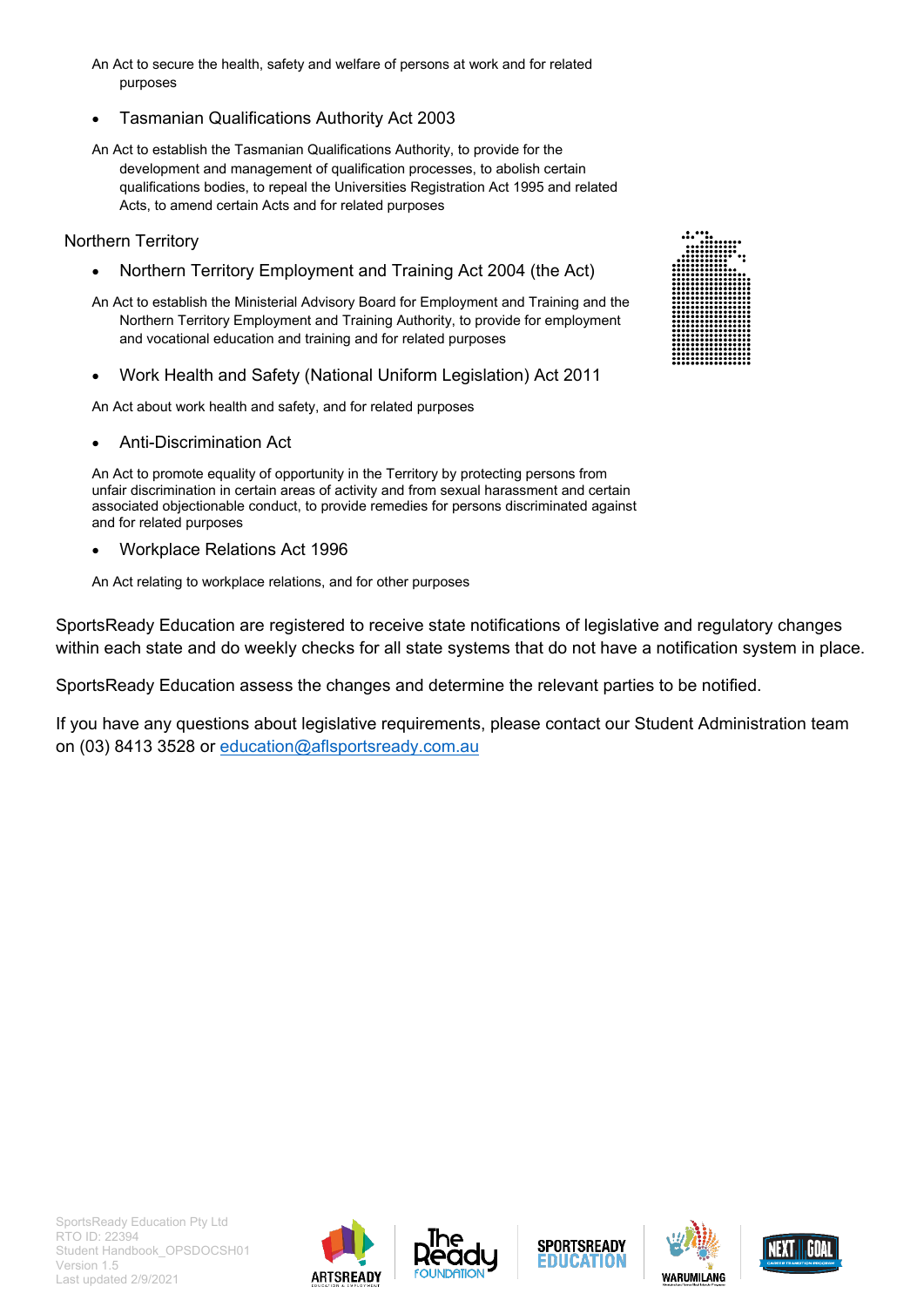An Act to secure the health, safety and welfare of persons at work and for related purposes

- Tasmanian Qualifications Authority Act 2003

An Act to establish the Tasmanian Qualifications Authority, to provide for the development and management of qualification processes, to abolish certain qualifications bodies, to repeal the Universities Registration Act 1995 and related Acts, to amend certain Acts and for related purposes

Northern Territory

- Northern Territory Employment and Training Act 2004 (the Act)

An Act to establish the Ministerial Advisory Board for Employment and Training and the Northern Territory Employment and Training Authority, to provide for employment and vocational education and training and for related purposes

- Work Health and Safety (National Uniform Legislation) Act 2011

An Act about work health and safety, and for related purposes

- Anti-Discrimination Act

An Act to promote equality of opportunity in the Territory by protecting persons from unfair discrimination in certain areas of activity and from sexual harassment and certain associated objectionable conduct, to provide remedies for persons discriminated against and for related purposes

- Workplace Relations Act 1996

An Act relating to workplace relations, and for other purposes

SportsReady Education are registered to receive state notifications of legislative and regulatory changes within each state and do weekly checks for all state systems that do not have a notification system in place.

SportsReady Education assess the changes and determine the relevant parties to be notified.

If you have any questions about legislative requirements, please contact our Student Administration team on (03) 8413 3528 or education@aflsportsready.com.au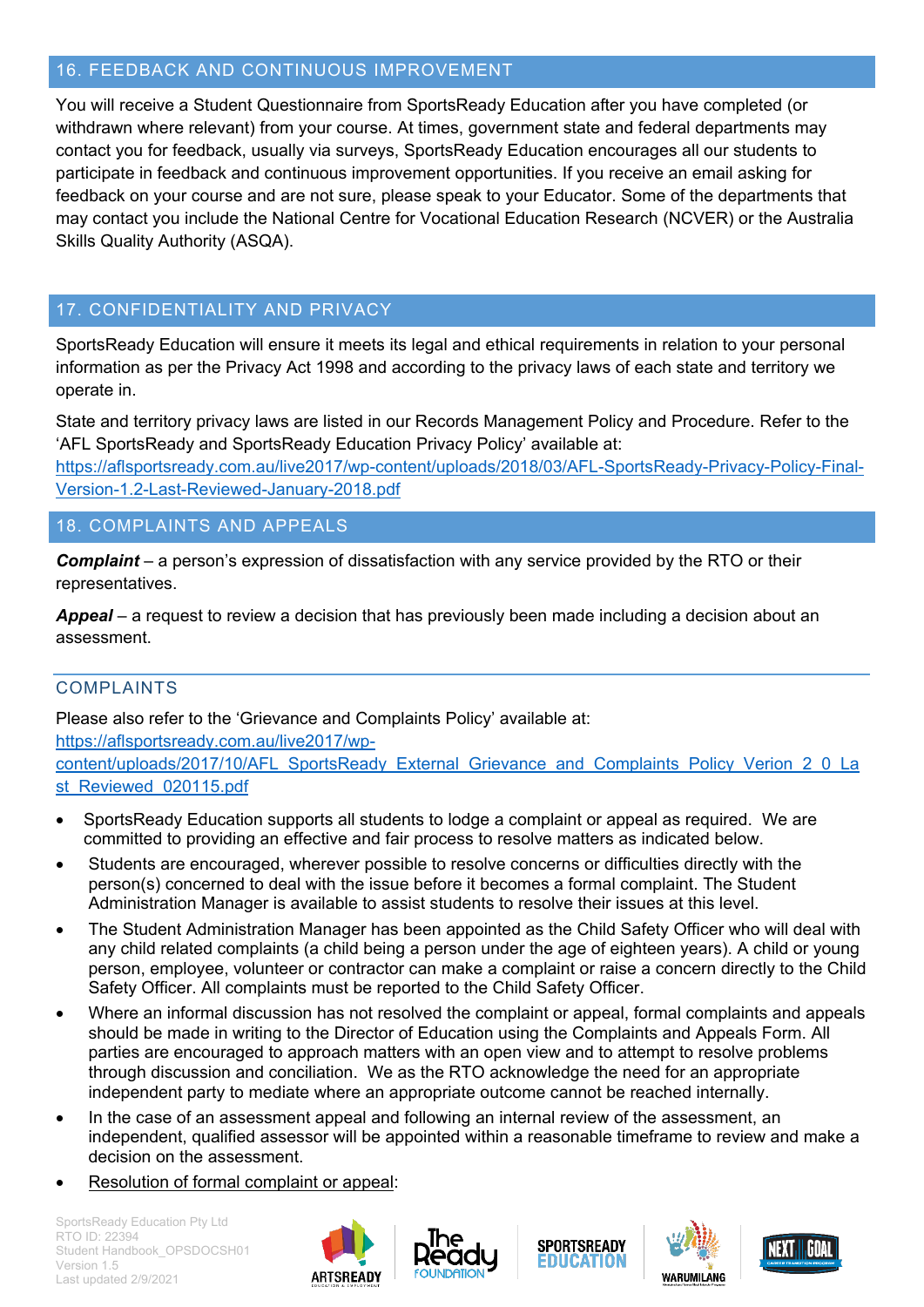## 16. FEEDBACK AND CONTINUOUS IMPROVEMENT

You will receive a Student Questionnaire from SportsReady Education after you have completed (or withdrawn where relevant) from your course. At times, government state and federal departments may contact you for feedback, usually via surveys, SportsReady Education encourages all our students to participate in feedback and continuous improvement opportunities. If you receive an email asking for feedback on your course and are not sure, please speak to your Educator. Some of the departments that may contact you include the National Centre for Vocational Education Research (NCVER) or the Australia Skills Quality Authority (ASQA).

## 17. CONFIDENTIALITY AND PRIVACY

SportsReady Education will ensure it meets its legal and ethical requirements in relation to your personal information as per the Privacy Act 1998 and according to the privacy laws of each state and territory we operate in.

State and territory privacy laws are listed in our Records Management Policy and Procedure. Refer to the 'AFL SportsReady and SportsReady Education Privacy Policy' available at: https://aflsportsready.com.au/live2017/wp-content/uploads/2018/03/AFL-SportsReady-Privacy-Policy-Final-Version-1.2-Last-Reviewed-January-2018.pdf

## 18. COMPLAINTS AND APPEALS

***Complaint*** – a person's expression of dissatisfaction with any service provided by the RTO or their representatives.

***Appeal*** – a request to review a decision that has previously been made including a decision about an assessment.

### COMPLAINTS

Please also refer to the 'Grievance and Complaints Policy' available at: https://aflsportsready.com.au/live2017/wp-content/uploads/2017/10/AFL_SportsReady_External_Grievance_and_Complaints_Policy_Verion_2_0_Last_Reviewed_020115.pdf

- SportsReady Education supports all students to lodge a complaint or appeal as required. We are committed to providing an effective and fair process to resolve matters as indicated below.
- Students are encouraged, wherever possible to resolve concerns or difficulties directly with the person(s) concerned to deal with the issue before it becomes a formal complaint. The Student Administration Manager is available to assist students to resolve their issues at this level.
- The Student Administration Manager has been appointed as the Child Safety Officer who will deal with any child related complaints (a child being a person under the age of eighteen years). A child or young person, employee, volunteer or contractor can make a complaint or raise a concern directly to the Child Safety Officer. All complaints must be reported to the Child Safety Officer.
- Where an informal discussion has not resolved the complaint or appeal, formal complaints and appeals should be made in writing to the Director of Education using the Complaints and Appeals Form. All parties are encouraged to approach matters with an open view and to attempt to resolve problems through discussion and conciliation. We as the RTO acknowledge the need for an appropriate independent party to mediate where an appropriate outcome cannot be reached internally.
- In the case of an assessment appeal and following an internal review of the assessment, an independent, qualified assessor will be appointed within a reasonable timeframe to review and make a decision on the assessment.
- Resolution of formal complaint or appeal: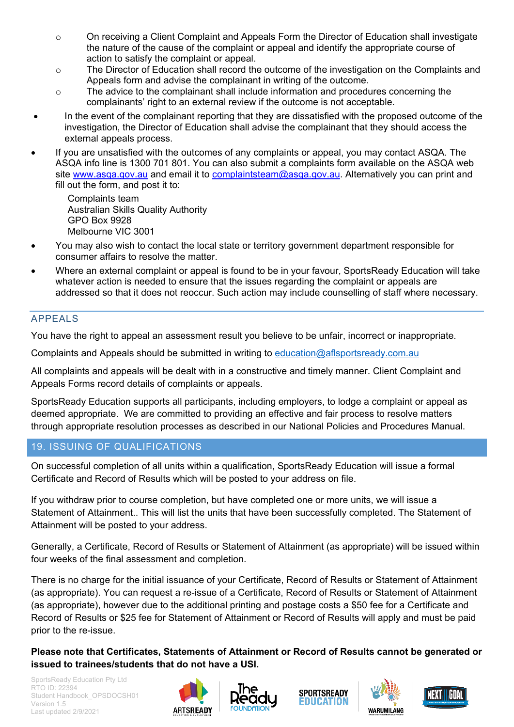- On receiving a Client Complaint and Appeals Form the Director of Education shall investigate the nature of the cause of the complaint or appeal and identify the appropriate course of action to satisfy the complaint or appeal.
   - The Director of Education shall record the outcome of the investigation on the Complaints and Appeals form and advise the complainant in writing of the outcome.
   - The advice to the complainant shall include information and procedures concerning the complainants' right to an external review if the outcome is not acceptable.
- In the event of the complainant reporting that they are dissatisfied with the proposed outcome of the investigation, the Director of Education shall advise the complainant that they should access the external appeals process.
- If you are unsatisfied with the outcomes of any complaints or appeal, you may contact ASQA. The ASQA info line is 1300 701 801. You can also submit a complaints form available on the ASQA web site www.asqa.gov.au and email it to complaintsteam@asqa.gov.au. Alternatively you can print and fill out the form, and post it to:

  Complaints team
  Australian Skills Quality Authority
  GPO Box 9928
  Melbourne VIC 3001
- You may also wish to contact the local state or territory government department responsible for consumer affairs to resolve the matter.
- Where an external complaint or appeal is found to be in your favour, SportsReady Education will take whatever action is needed to ensure that the issues regarding the complaint or appeals are addressed so that it does not reoccur. Such action may include counselling of staff where necessary.

### APPEALS

You have the right to appeal an assessment result you believe to be unfair, incorrect or inappropriate.

Complaints and Appeals should be submitted in writing to education@aflsportsready.com.au

All complaints and appeals will be dealt with in a constructive and timely manner. Client Complaint and Appeals Forms record details of complaints or appeals.

SportsReady Education supports all participants, including employers, to lodge a complaint or appeal as deemed appropriate. We are committed to providing an effective and fair process to resolve matters through appropriate resolution processes as described in our National Policies and Procedures Manual.

## 19. ISSUING OF QUALIFICATIONS

On successful completion of all units within a qualification, SportsReady Education will issue a formal Certificate and Record of Results which will be posted to your address on file.

If you withdraw prior to course completion, but have completed one or more units, we will issue a Statement of Attainment.. This will list the units that have been successfully completed. The Statement of Attainment will be posted to your address.

Generally, a Certificate, Record of Results or Statement of Attainment (as appropriate) will be issued within four weeks of the final assessment and completion.

There is no charge for the initial issuance of your Certificate, Record of Results or Statement of Attainment (as appropriate). You can request a re-issue of a Certificate, Record of Results or Statement of Attainment (as appropriate), however due to the additional printing and postage costs a $50 fee for a Certificate and Record of Results or $25 fee for Statement of Attainment or Record of Results will apply and must be paid prior to the re-issue.

**Please note that Certificates, Statements of Attainment or Record of Results cannot be generated or issued to trainees/students that do not have a USI.**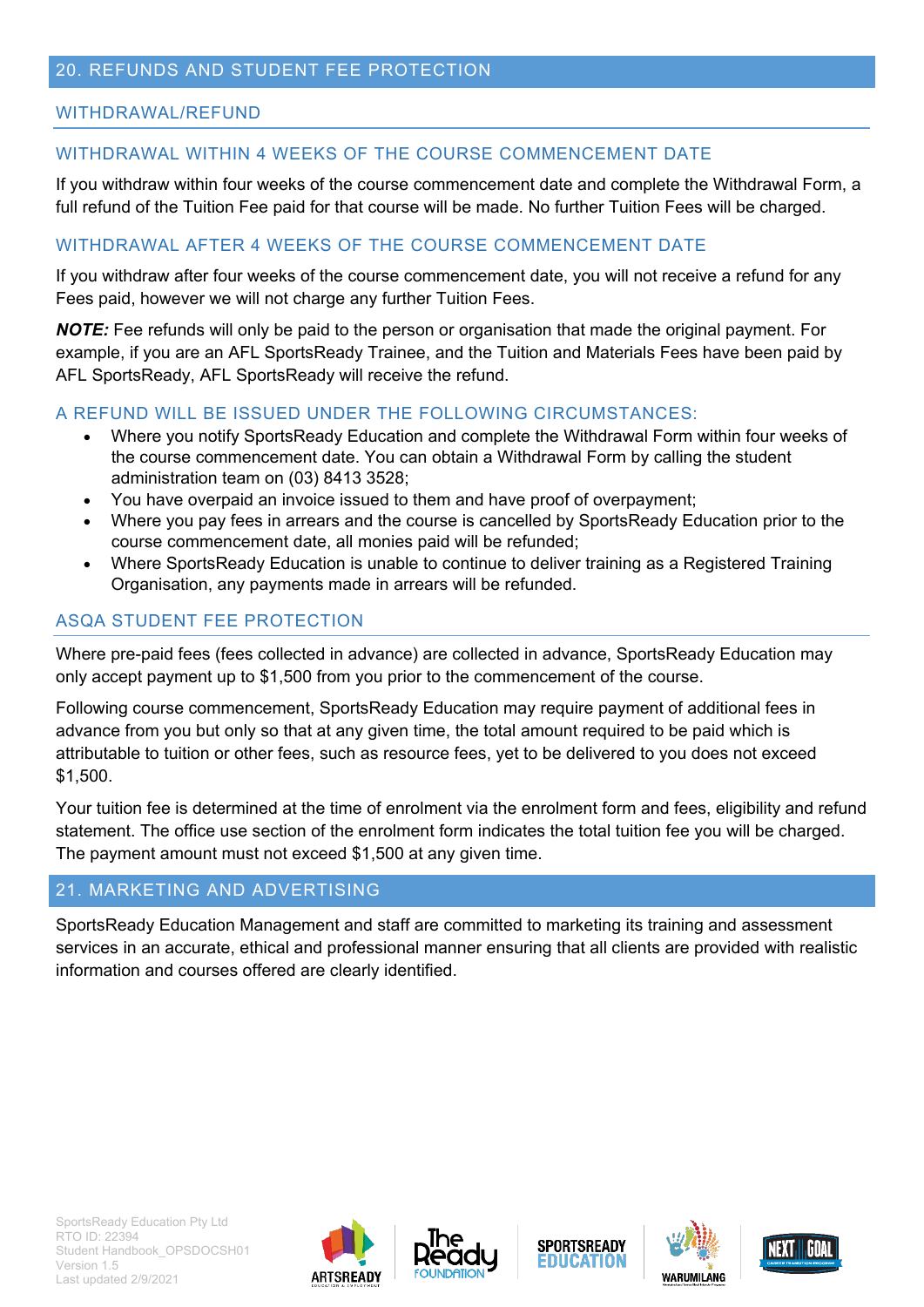## 20. REFUNDS AND STUDENT FEE PROTECTION

### WITHDRAWAL/REFUND

### WITHDRAWAL WITHIN 4 WEEKS OF THE COURSE COMMENCEMENT DATE

If you withdraw within four weeks of the course commencement date and complete the Withdrawal Form, a full refund of the Tuition Fee paid for that course will be made. No further Tuition Fees will be charged.

### WITHDRAWAL AFTER 4 WEEKS OF THE COURSE COMMENCEMENT DATE

If you withdraw after four weeks of the course commencement date, you will not receive a refund for any Fees paid, however we will not charge any further Tuition Fees.

***NOTE:*** Fee refunds will only be paid to the person or organisation that made the original payment. For example, if you are an AFL SportsReady Trainee, and the Tuition and Materials Fees have been paid by AFL SportsReady, AFL SportsReady will receive the refund.

### A REFUND WILL BE ISSUED UNDER THE FOLLOWING CIRCUMSTANCES:

- Where you notify SportsReady Education and complete the Withdrawal Form within four weeks of the course commencement date. You can obtain a Withdrawal Form by calling the student administration team on (03) 8413 3528;
- You have overpaid an invoice issued to them and have proof of overpayment;
- Where you pay fees in arrears and the course is cancelled by SportsReady Education prior to the course commencement date, all monies paid will be refunded;
- Where SportsReady Education is unable to continue to deliver training as a Registered Training Organisation, any payments made in arrears will be refunded.

### ASQA STUDENT FEE PROTECTION

Where pre-paid fees (fees collected in advance) are collected in advance, SportsReady Education may only accept payment up to $1,500 from you prior to the commencement of the course.

Following course commencement, SportsReady Education may require payment of additional fees in advance from you but only so that at any given time, the total amount required to be paid which is attributable to tuition or other fees, such as resource fees, yet to be delivered to you does not exceed $1,500.

Your tuition fee is determined at the time of enrolment via the enrolment form and fees, eligibility and refund statement. The office use section of the enrolment form indicates the total tuition fee you will be charged. The payment amount must not exceed $1,500 at any given time.

## 21. MARKETING AND ADVERTISING

SportsReady Education Management and staff are committed to marketing its training and assessment services in an accurate, ethical and professional manner ensuring that all clients are provided with realistic information and courses offered are clearly identified.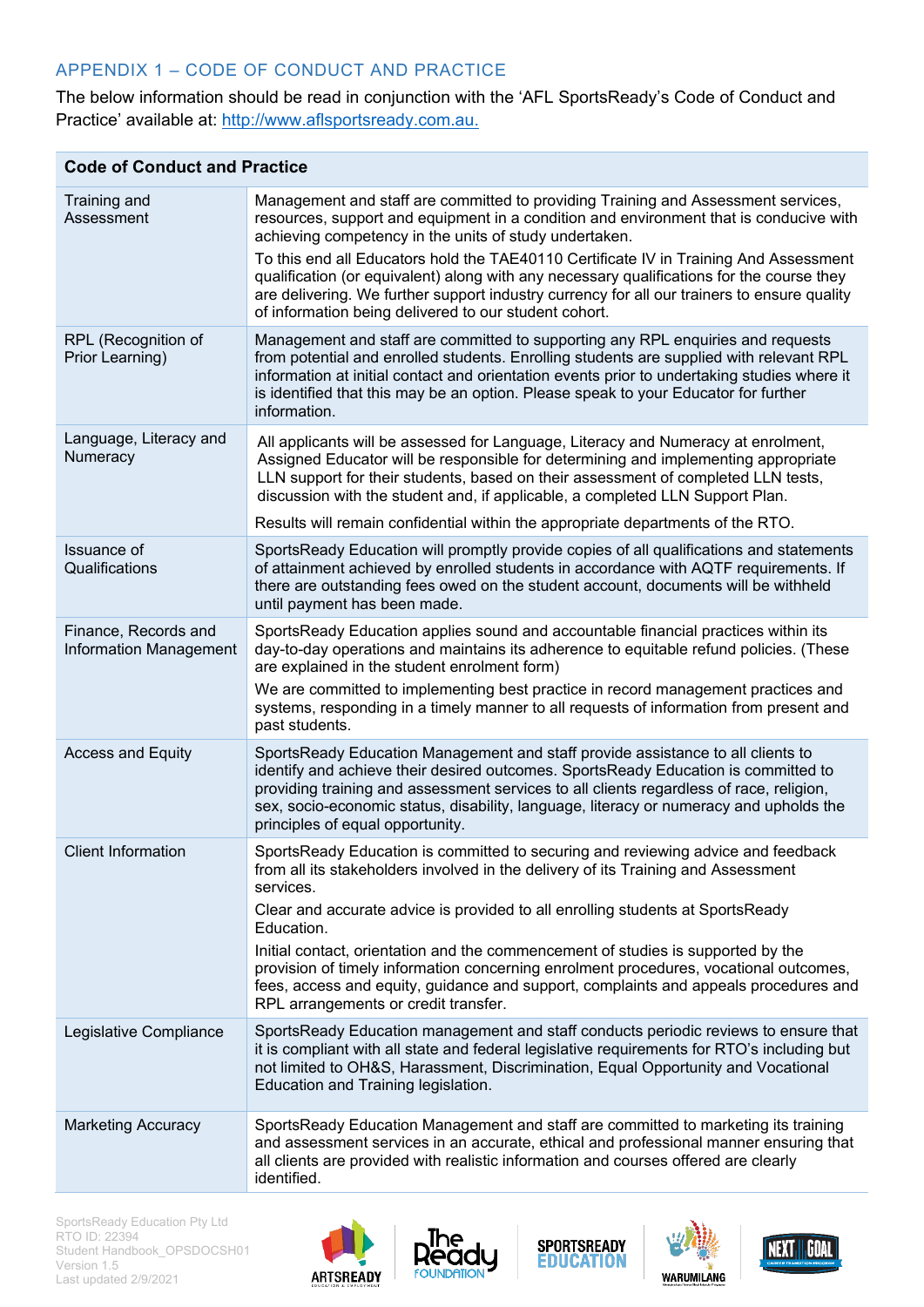## APPENDIX 1 – CODE OF CONDUCT AND PRACTICE

The below information should be read in conjunction with the 'AFL SportsReady's Code of Conduct and Practice' available at: http://www.aflsportsready.com.au.

| Code of Conduct and Practice | |
|---|---|
| Training and Assessment | Management and staff are committed to providing Training and Assessment services, resources, support and equipment in a condition and environment that is conducive with achieving competency in the units of study undertaken.<br><br>To this end all Educators hold the TAE40110 Certificate IV in Training And Assessment qualification (or equivalent) along with any necessary qualifications for the course they are delivering. We further support industry currency for all our trainers to ensure quality of information being delivered to our student cohort. |
| RPL (Recognition of Prior Learning) | Management and staff are committed to supporting any RPL enquiries and requests from potential and enrolled students. Enrolling students are supplied with relevant RPL information at initial contact and orientation events prior to undertaking studies where it is identified that this may be an option. Please speak to your Educator for further information. |
| Language, Literacy and Numeracy | All applicants will be assessed for Language, Literacy and Numeracy at enrolment, Assigned Educator will be responsible for determining and implementing appropriate LLN support for their students, based on their assessment of completed LLN tests, discussion with the student and, if applicable, a completed LLN Support Plan.<br><br>Results will remain confidential within the appropriate departments of the RTO. |
| Issuance of Qualifications | SportsReady Education will promptly provide copies of all qualifications and statements of attainment achieved by enrolled students in accordance with AQTF requirements. If there are outstanding fees owed on the student account, documents will be withheld until payment has been made. |
| Finance, Records and Information Management | SportsReady Education applies sound and accountable financial practices within its day-to-day operations and maintains its adherence to equitable refund policies. (These are explained in the student enrolment form)<br><br>We are committed to implementing best practice in record management practices and systems, responding in a timely manner to all requests of information from present and past students. |
| Access and Equity | SportsReady Education Management and staff provide assistance to all clients to identify and achieve their desired outcomes. SportsReady Education is committed to providing training and assessment services to all clients regardless of race, religion, sex, socio-economic status, disability, language, literacy or numeracy and upholds the principles of equal opportunity. |
| Client Information | SportsReady Education is committed to securing and reviewing advice and feedback from all its stakeholders involved in the delivery of its Training and Assessment services.<br><br>Clear and accurate advice is provided to all enrolling students at SportsReady Education.<br><br>Initial contact, orientation and the commencement of studies is supported by the provision of timely information concerning enrolment procedures, vocational outcomes, fees, access and equity, guidance and support, complaints and appeals procedures and RPL arrangements or credit transfer. |
| Legislative Compliance | SportsReady Education management and staff conducts periodic reviews to ensure that it is compliant with all state and federal legislative requirements for RTO's including but not limited to OH&S, Harassment, Discrimination, Equal Opportunity and Vocational Education and Training legislation. |
| Marketing Accuracy | SportsReady Education Management and staff are committed to marketing its training and assessment services in an accurate, ethical and professional manner ensuring that all clients are provided with realistic information and courses offered are clearly identified. |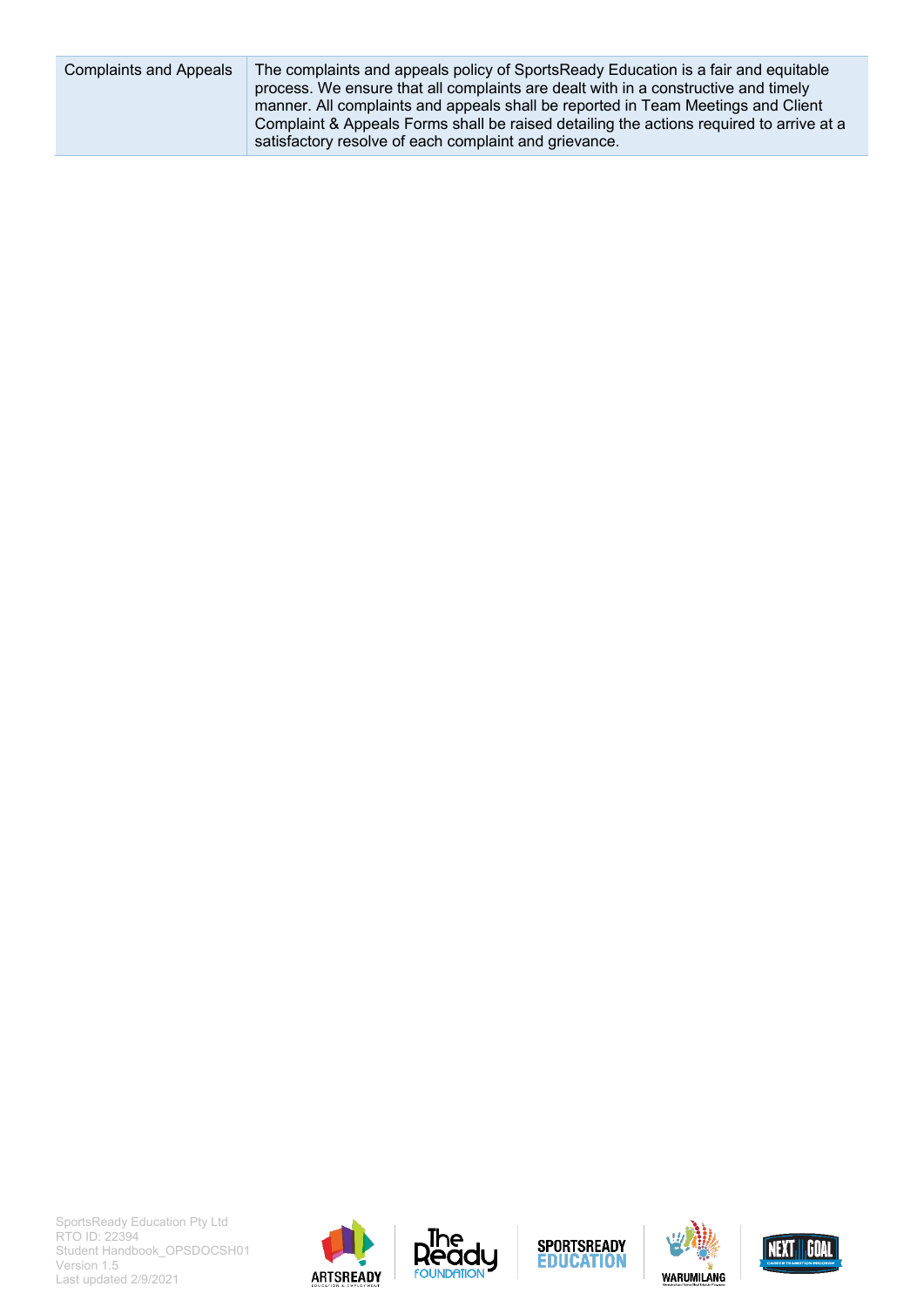| | |
|---|---|
| Complaints and Appeals | The complaints and appeals policy of SportsReady Education is a fair and equitable process. We ensure that all complaints are dealt with in a constructive and timely manner. All complaints and appeals shall be reported in Team Meetings and Client Complaint & Appeals Forms shall be raised detailing the actions required to arrive at a satisfactory resolve of each complaint and grievance. |